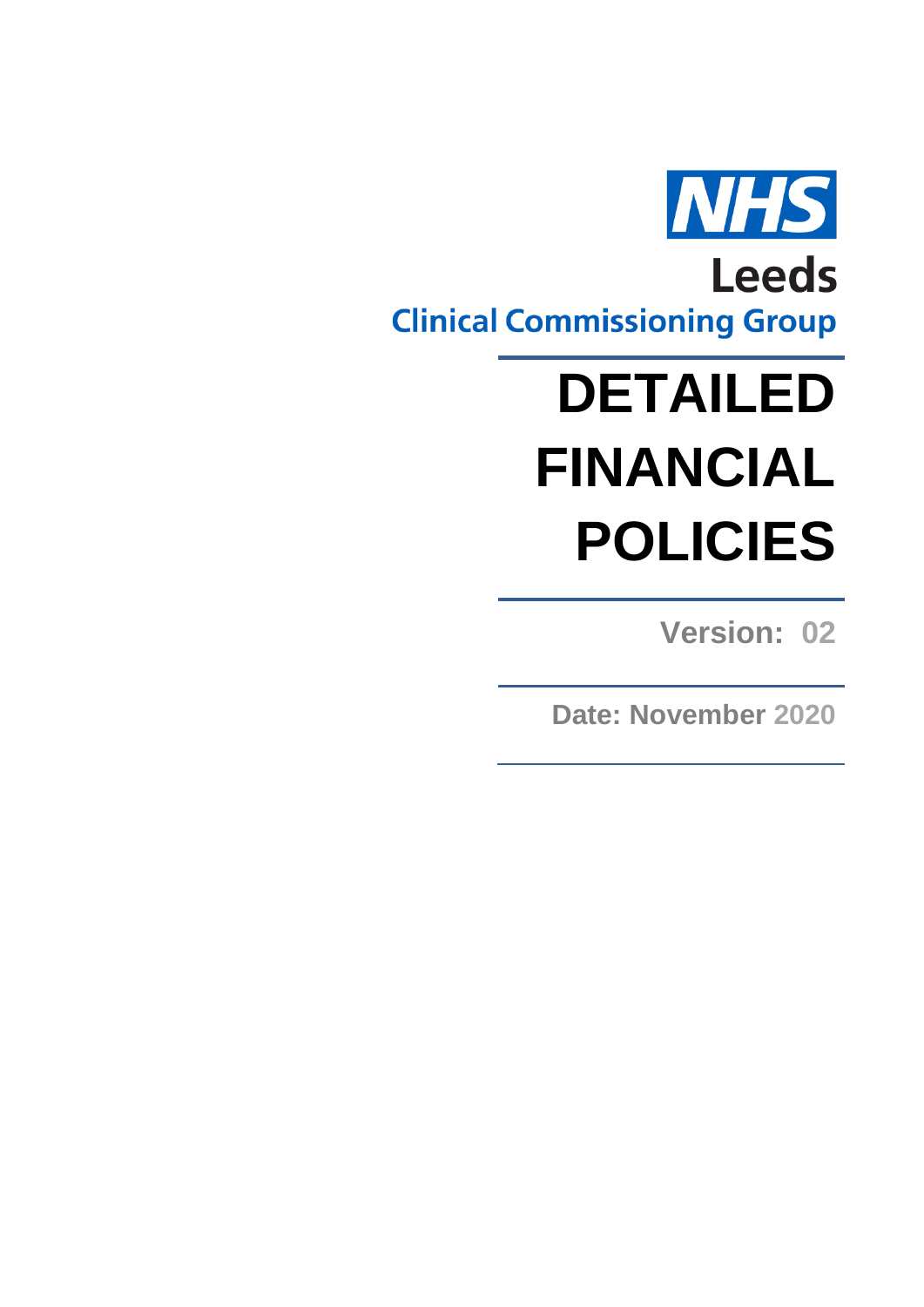NHS

Leeds

Clinical Commissioning Group

# DETAILED FINANCIAL POLICIES

**Version: 02**

**Date: November 2020**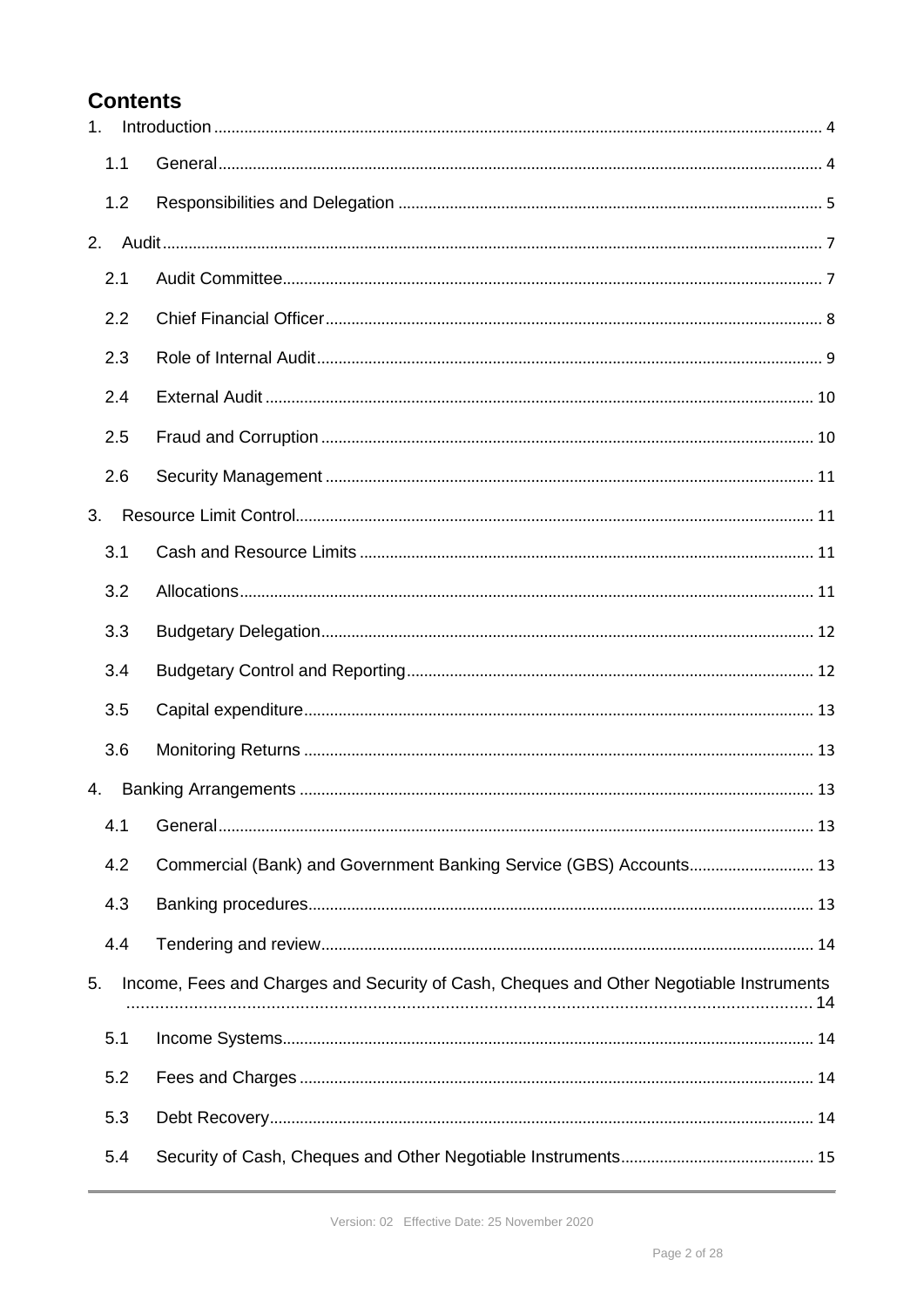## Contents

1. Introduction ... 4
   - 1.1 General ... 4
   - 1.2 Responsibilities and Delegation ... 5
2. Audit ... 7
   - 2.1 Audit Committee ... 7
   - 2.2 Chief Financial Officer ... 8
   - 2.3 Role of Internal Audit ... 9
   - 2.4 External Audit ... 10
   - 2.5 Fraud and Corruption ... 10
   - 2.6 Security Management ... 11
3. Resource Limit Control ... 11
   - 3.1 Cash and Resource Limits ... 11
   - 3.2 Allocations ... 11
   - 3.3 Budgetary Delegation ... 12
   - 3.4 Budgetary Control and Reporting ... 12
   - 3.5 Capital expenditure ... 13
   - 3.6 Monitoring Returns ... 13
4. Banking Arrangements ... 13
   - 4.1 General ... 13
   - 4.2 Commercial (Bank) and Government Banking Service (GBS) Accounts ... 13
   - 4.3 Banking procedures ... 13
   - 4.4 Tendering and review ... 14
5. Income, Fees and Charges and Security of Cash, Cheques and Other Negotiable Instruments ... 14
   - 5.1 Income Systems ... 14
   - 5.2 Fees and Charges ... 14
   - 5.3 Debt Recovery ... 14
   - 5.4 Security of Cash, Cheques and Other Negotiable Instruments ... 15

Version: 02 Effective Date: 25 November 2020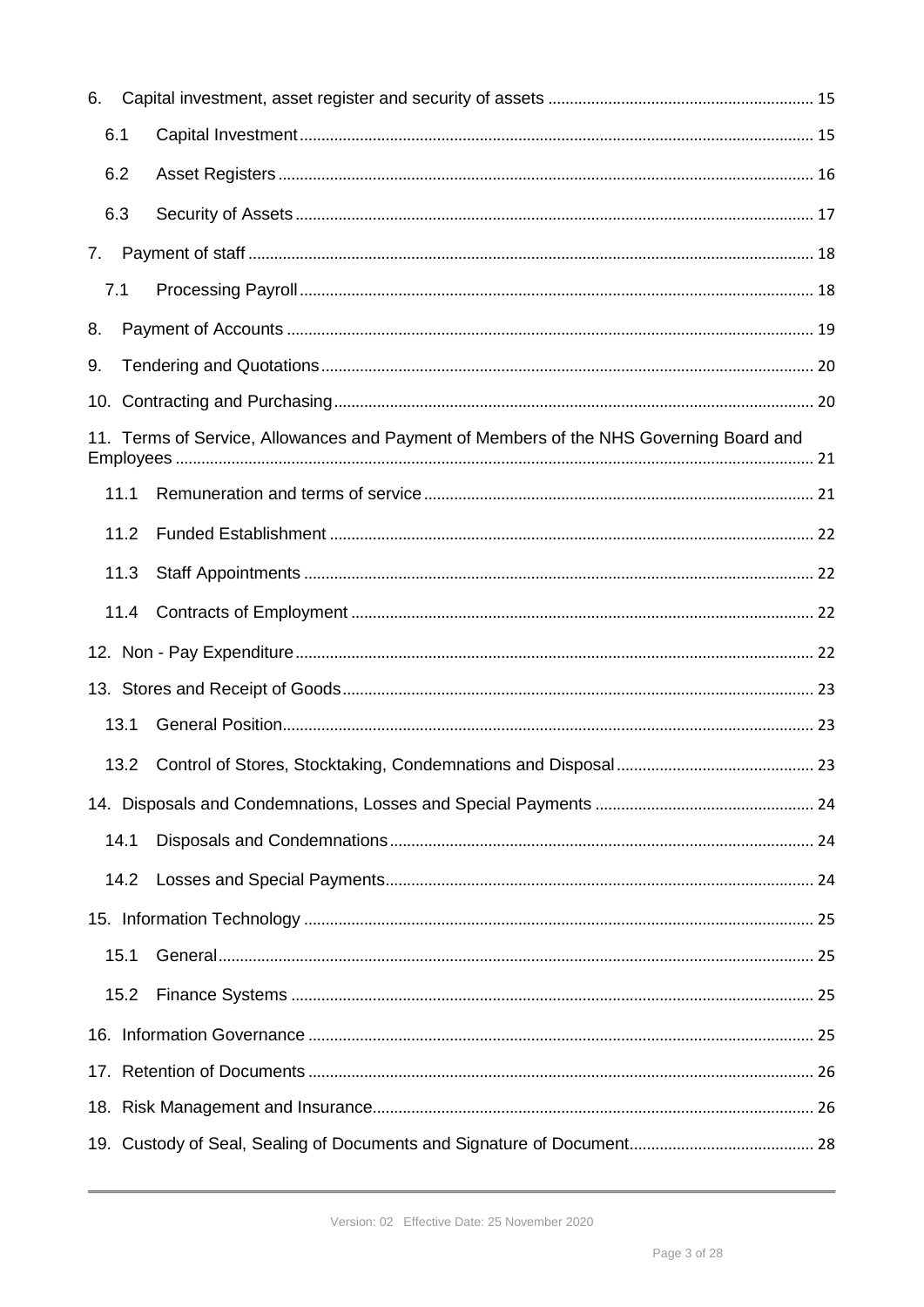6. Capital investment, asset register and security of assets ............................................................. 15

   6.1 Capital Investment ..................................................................................................................... 15

   6.2 Asset Registers .......................................................................................................................... 16

   6.3 Security of Assets ...................................................................................................................... 17

7. Payment of staff ................................................................................................................................. 18

   7.1 Processing Payroll ...................................................................................................................... 18

8. Payment of Accounts ......................................................................................................................... 19

9. Tendering and Quotations ................................................................................................................. 20

10. Contracting and Purchasing ............................................................................................................. 20

11. Terms of Service, Allowances and Payment of Members of the NHS Governing Board and Employees ................................................................................................................................................. 21

   11.1 Remuneration and terms of service .......................................................................................... 21

   11.2 Funded Establishment ............................................................................................................... 22

   11.3 Staff Appointments ..................................................................................................................... 22

   11.4 Contracts of Employment ........................................................................................................... 22

12. Non - Pay Expenditure ....................................................................................................................... 22

13. Stores and Receipt of Goods ............................................................................................................ 23

   13.1 General Position .......................................................................................................................... 23

   13.2 Control of Stores, Stocktaking, Condemnations and Disposal ............................................ 23

14. Disposals and Condemnations, Losses and Special Payments .................................................. 24

   14.1 Disposals and Condemnations ................................................................................................. 24

   14.2 Losses and Special Payments .................................................................................................. 24

15. Information Technology ..................................................................................................................... 25

   15.1 General ......................................................................................................................................... 25

   15.2 Finance Systems ........................................................................................................................ 25

16. Information Governance .................................................................................................................... 25

17. Retention of Documents .................................................................................................................... 26

18. Risk Management and Insurance ..................................................................................................... 26

19. Custody of Seal, Sealing of Documents and Signature of Document .......................................... 28

Version: 02 Effective Date: 25 November 2020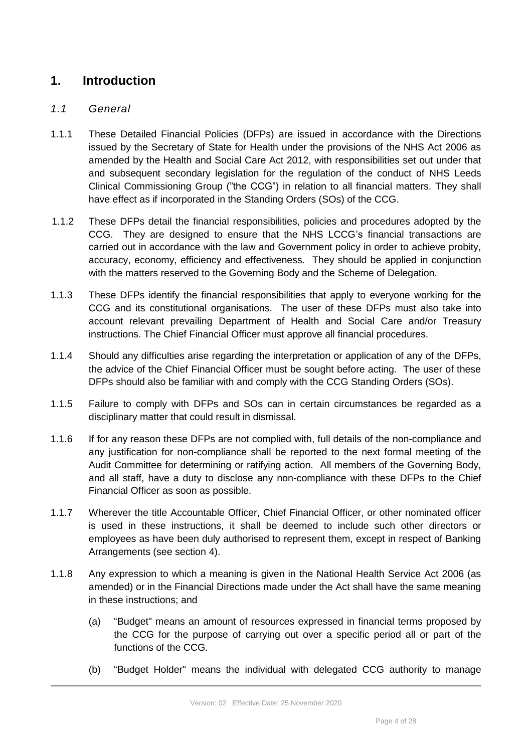# 1. Introduction

## *1.1 General*

1.1.1 These Detailed Financial Policies (DFPs) are issued in accordance with the Directions issued by the Secretary of State for Health under the provisions of the NHS Act 2006 as amended by the Health and Social Care Act 2012, with responsibilities set out under that and subsequent secondary legislation for the regulation of the conduct of NHS Leeds Clinical Commissioning Group ("the CCG") in relation to all financial matters. They shall have effect as if incorporated in the Standing Orders (SOs) of the CCG.

1.1.2 These DFPs detail the financial responsibilities, policies and procedures adopted by the CCG. They are designed to ensure that the NHS LCCG's financial transactions are carried out in accordance with the law and Government policy in order to achieve probity, accuracy, economy, efficiency and effectiveness. They should be applied in conjunction with the matters reserved to the Governing Body and the Scheme of Delegation.

1.1.3 These DFPs identify the financial responsibilities that apply to everyone working for the CCG and its constitutional organisations. The user of these DFPs must also take into account relevant prevailing Department of Health and Social Care and/or Treasury instructions. The Chief Financial Officer must approve all financial procedures.

1.1.4 Should any difficulties arise regarding the interpretation or application of any of the DFPs, the advice of the Chief Financial Officer must be sought before acting. The user of these DFPs should also be familiar with and comply with the CCG Standing Orders (SOs).

1.1.5 Failure to comply with DFPs and SOs can in certain circumstances be regarded as a disciplinary matter that could result in dismissal.

1.1.6 If for any reason these DFPs are not complied with, full details of the non-compliance and any justification for non-compliance shall be reported to the next formal meeting of the Audit Committee for determining or ratifying action. All members of the Governing Body, and all staff, have a duty to disclose any non-compliance with these DFPs to the Chief Financial Officer as soon as possible.

1.1.7 Wherever the title Accountable Officer, Chief Financial Officer, or other nominated officer is used in these instructions, it shall be deemed to include such other directors or employees as have been duly authorised to represent them, except in respect of Banking Arrangements (see section 4).

1.1.8 Any expression to which a meaning is given in the National Health Service Act 2006 (as amended) or in the Financial Directions made under the Act shall have the same meaning in these instructions; and

(a) "Budget" means an amount of resources expressed in financial terms proposed by the CCG for the purpose of carrying out over a specific period all or part of the functions of the CCG.

(b) "Budget Holder" means the individual with delegated CCG authority to manage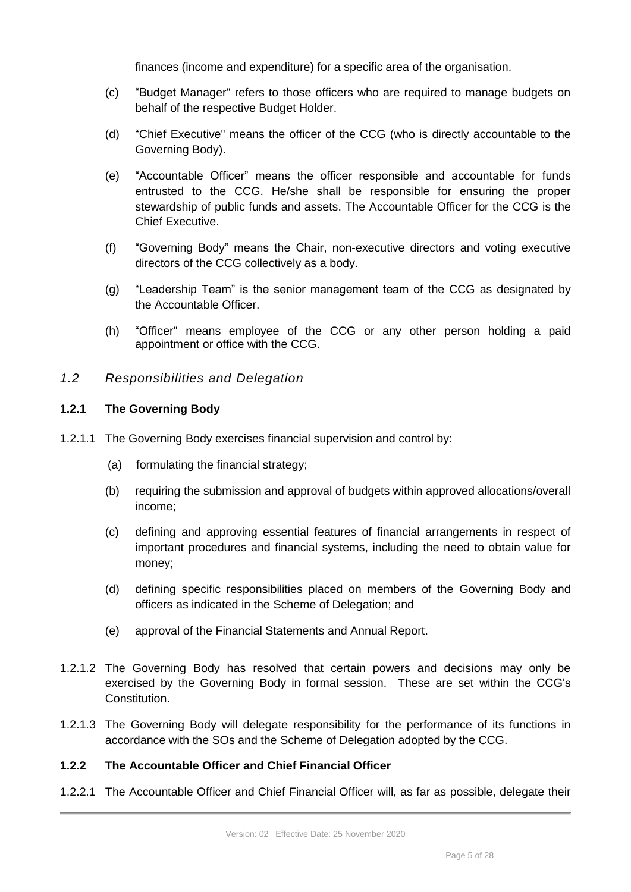finances (income and expenditure) for a specific area of the organisation.

(c) "Budget Manager" refers to those officers who are required to manage budgets on behalf of the respective Budget Holder.

(d) "Chief Executive" means the officer of the CCG (who is directly accountable to the Governing Body).

(e) "Accountable Officer" means the officer responsible and accountable for funds entrusted to the CCG. He/she shall be responsible for ensuring the proper stewardship of public funds and assets. The Accountable Officer for the CCG is the Chief Executive.

(f) "Governing Body" means the Chair, non-executive directors and voting executive directors of the CCG collectively as a body.

(g) "Leadership Team" is the senior management team of the CCG as designated by the Accountable Officer.

(h) "Officer" means employee of the CCG or any other person holding a paid appointment or office with the CCG.

### *1.2 Responsibilities and Delegation*

#### 1.2.1 The Governing Body

1.2.1.1 The Governing Body exercises financial supervision and control by:

(a) formulating the financial strategy;

(b) requiring the submission and approval of budgets within approved allocations/overall income;

(c) defining and approving essential features of financial arrangements in respect of important procedures and financial systems, including the need to obtain value for money;

(d) defining specific responsibilities placed on members of the Governing Body and officers as indicated in the Scheme of Delegation; and

(e) approval of the Financial Statements and Annual Report.

1.2.1.2 The Governing Body has resolved that certain powers and decisions may only be exercised by the Governing Body in formal session. These are set within the CCG's Constitution.

1.2.1.3 The Governing Body will delegate responsibility for the performance of its functions in accordance with the SOs and the Scheme of Delegation adopted by the CCG.

#### 1.2.2 The Accountable Officer and Chief Financial Officer

1.2.2.1 The Accountable Officer and Chief Financial Officer will, as far as possible, delegate their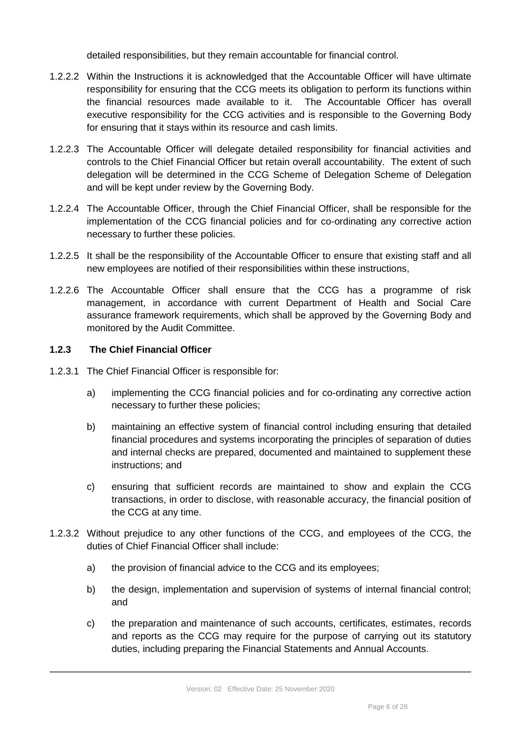detailed responsibilities, but they remain accountable for financial control.

1.2.2.2 Within the Instructions it is acknowledged that the Accountable Officer will have ultimate responsibility for ensuring that the CCG meets its obligation to perform its functions within the financial resources made available to it. The Accountable Officer has overall executive responsibility for the CCG activities and is responsible to the Governing Body for ensuring that it stays within its resource and cash limits.

1.2.2.3 The Accountable Officer will delegate detailed responsibility for financial activities and controls to the Chief Financial Officer but retain overall accountability. The extent of such delegation will be determined in the CCG Scheme of Delegation Scheme of Delegation and will be kept under review by the Governing Body.

1.2.2.4 The Accountable Officer, through the Chief Financial Officer, shall be responsible for the implementation of the CCG financial policies and for co-ordinating any corrective action necessary to further these policies.

1.2.2.5 It shall be the responsibility of the Accountable Officer to ensure that existing staff and all new employees are notified of their responsibilities within these instructions,

1.2.2.6 The Accountable Officer shall ensure that the CCG has a programme of risk management, in accordance with current Department of Health and Social Care assurance framework requirements, which shall be approved by the Governing Body and monitored by the Audit Committee.

### 1.2.3 The Chief Financial Officer

1.2.3.1 The Chief Financial Officer is responsible for:

a) implementing the CCG financial policies and for co-ordinating any corrective action necessary to further these policies;

b) maintaining an effective system of financial control including ensuring that detailed financial procedures and systems incorporating the principles of separation of duties and internal checks are prepared, documented and maintained to supplement these instructions; and

c) ensuring that sufficient records are maintained to show and explain the CCG transactions, in order to disclose, with reasonable accuracy, the financial position of the CCG at any time.

1.2.3.2 Without prejudice to any other functions of the CCG, and employees of the CCG, the duties of Chief Financial Officer shall include:

a) the provision of financial advice to the CCG and its employees;

b) the design, implementation and supervision of systems of internal financial control; and

c) the preparation and maintenance of such accounts, certificates, estimates, records and reports as the CCG may require for the purpose of carrying out its statutory duties, including preparing the Financial Statements and Annual Accounts.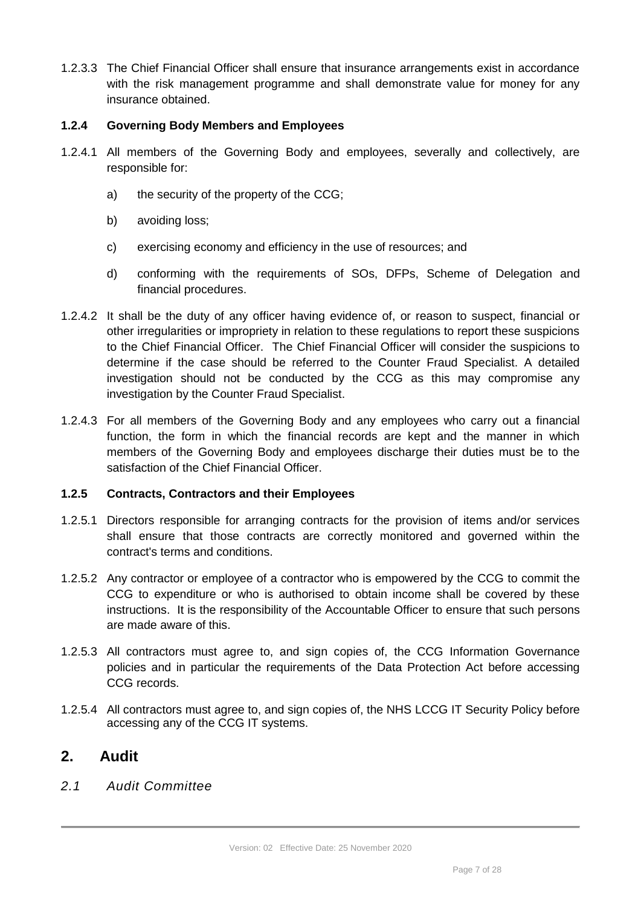1.2.3.3 The Chief Financial Officer shall ensure that insurance arrangements exist in accordance with the risk management programme and shall demonstrate value for money for any insurance obtained.

### 1.2.4 Governing Body Members and Employees

1.2.4.1 All members of the Governing Body and employees, severally and collectively, are responsible for:

a) the security of the property of the CCG;

b) avoiding loss;

c) exercising economy and efficiency in the use of resources; and

d) conforming with the requirements of SOs, DFPs, Scheme of Delegation and financial procedures.

1.2.4.2 It shall be the duty of any officer having evidence of, or reason to suspect, financial or other irregularities or impropriety in relation to these regulations to report these suspicions to the Chief Financial Officer. The Chief Financial Officer will consider the suspicions to determine if the case should be referred to the Counter Fraud Specialist. A detailed investigation should not be conducted by the CCG as this may compromise any investigation by the Counter Fraud Specialist.

1.2.4.3 For all members of the Governing Body and any employees who carry out a financial function, the form in which the financial records are kept and the manner in which members of the Governing Body and employees discharge their duties must be to the satisfaction of the Chief Financial Officer.

### 1.2.5 Contracts, Contractors and their Employees

1.2.5.1 Directors responsible for arranging contracts for the provision of items and/or services shall ensure that those contracts are correctly monitored and governed within the contract's terms and conditions.

1.2.5.2 Any contractor or employee of a contractor who is empowered by the CCG to commit the CCG to expenditure or who is authorised to obtain income shall be covered by these instructions. It is the responsibility of the Accountable Officer to ensure that such persons are made aware of this.

1.2.5.3 All contractors must agree to, and sign copies of, the CCG Information Governance policies and in particular the requirements of the Data Protection Act before accessing CCG records.

1.2.5.4 All contractors must agree to, and sign copies of, the NHS LCCG IT Security Policy before accessing any of the CCG IT systems.

## 2. Audit

### *2.1 Audit Committee*

Version: 02 Effective Date: 25 November 2020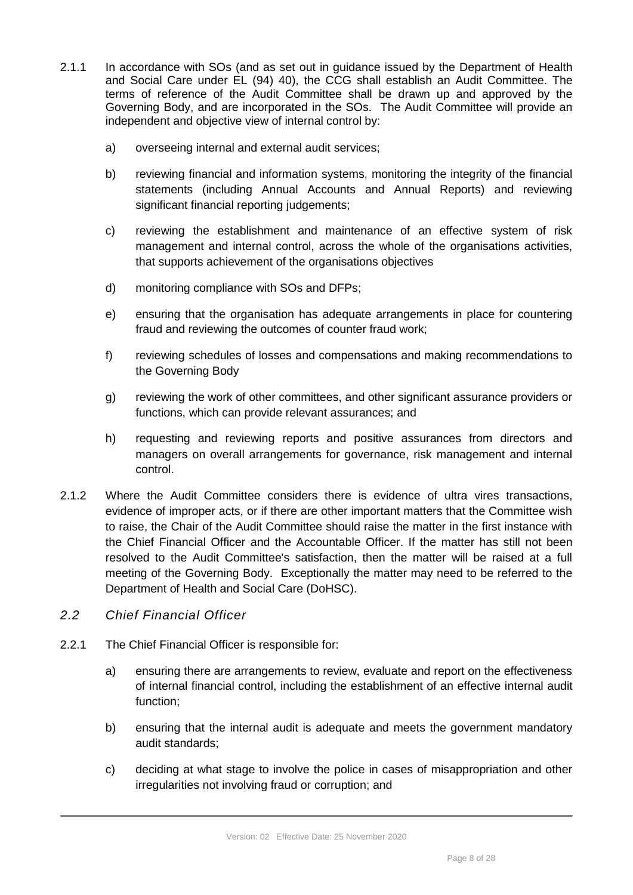2.1.1 In accordance with SOs (and as set out in guidance issued by the Department of Health and Social Care under EL (94) 40), the CCG shall establish an Audit Committee. The terms of reference of the Audit Committee shall be drawn up and approved by the Governing Body, and are incorporated in the SOs. The Audit Committee will provide an independent and objective view of internal control by:

a) overseeing internal and external audit services;

b) reviewing financial and information systems, monitoring the integrity of the financial statements (including Annual Accounts and Annual Reports) and reviewing significant financial reporting judgements;

c) reviewing the establishment and maintenance of an effective system of risk management and internal control, across the whole of the organisations activities, that supports achievement of the organisations objectives

d) monitoring compliance with SOs and DFPs;

e) ensuring that the organisation has adequate arrangements in place for countering fraud and reviewing the outcomes of counter fraud work;

f) reviewing schedules of losses and compensations and making recommendations to the Governing Body

g) reviewing the work of other committees, and other significant assurance providers or functions, which can provide relevant assurances; and

h) requesting and reviewing reports and positive assurances from directors and managers on overall arrangements for governance, risk management and internal control.

2.1.2 Where the Audit Committee considers there is evidence of ultra vires transactions, evidence of improper acts, or if there are other important matters that the Committee wish to raise, the Chair of the Audit Committee should raise the matter in the first instance with the Chief Financial Officer and the Accountable Officer. If the matter has still not been resolved to the Audit Committee's satisfaction, then the matter will be raised at a full meeting of the Governing Body. Exceptionally the matter may need to be referred to the Department of Health and Social Care (DoHSC).

## *2.2 Chief Financial Officer*

2.2.1 The Chief Financial Officer is responsible for:

a) ensuring there are arrangements to review, evaluate and report on the effectiveness of internal financial control, including the establishment of an effective internal audit function;

b) ensuring that the internal audit is adequate and meets the government mandatory audit standards;

c) deciding at what stage to involve the police in cases of misappropriation and other irregularities not involving fraud or corruption; and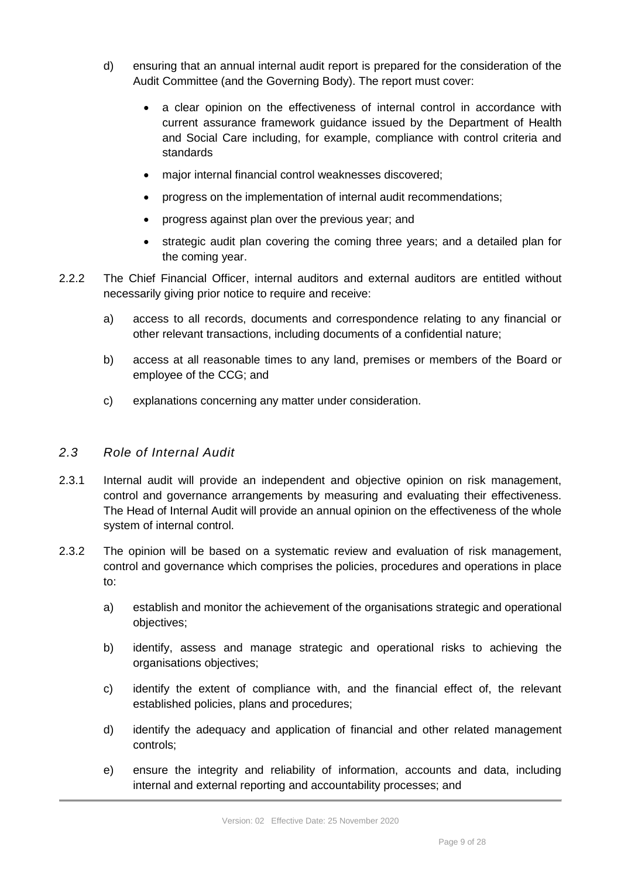d) ensuring that an annual internal audit report is prepared for the consideration of the Audit Committee (and the Governing Body). The report must cover:

- a clear opinion on the effectiveness of internal control in accordance with current assurance framework guidance issued by the Department of Health and Social Care including, for example, compliance with control criteria and standards
- major internal financial control weaknesses discovered;
- progress on the implementation of internal audit recommendations;
- progress against plan over the previous year; and
- strategic audit plan covering the coming three years; and a detailed plan for the coming year.

2.2.2 The Chief Financial Officer, internal auditors and external auditors are entitled without necessarily giving prior notice to require and receive:

a) access to all records, documents and correspondence relating to any financial or other relevant transactions, including documents of a confidential nature;

b) access at all reasonable times to any land, premises or members of the Board or employee of the CCG; and

c) explanations concerning any matter under consideration.

### *2.3 Role of Internal Audit*

2.3.1 Internal audit will provide an independent and objective opinion on risk management, control and governance arrangements by measuring and evaluating their effectiveness. The Head of Internal Audit will provide an annual opinion on the effectiveness of the whole system of internal control.

2.3.2 The opinion will be based on a systematic review and evaluation of risk management, control and governance which comprises the policies, procedures and operations in place to:

a) establish and monitor the achievement of the organisations strategic and operational objectives;

b) identify, assess and manage strategic and operational risks to achieving the organisations objectives;

c) identify the extent of compliance with, and the financial effect of, the relevant established policies, plans and procedures;

d) identify the adequacy and application of financial and other related management controls;

e) ensure the integrity and reliability of information, accounts and data, including internal and external reporting and accountability processes; and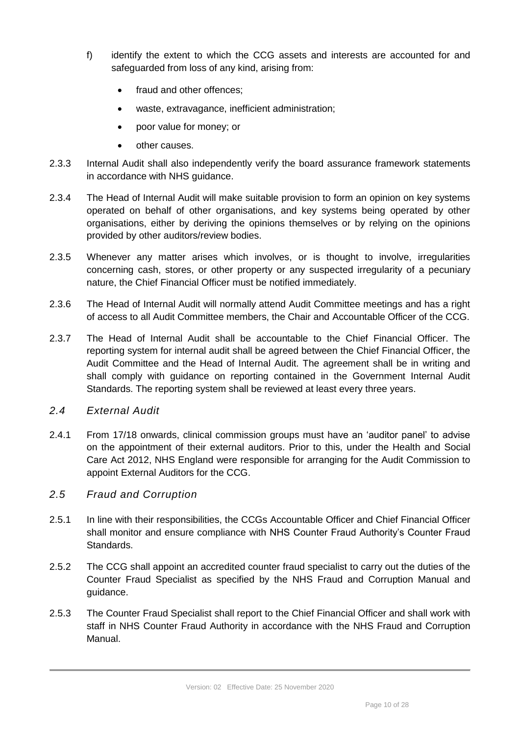f) identify the extent to which the CCG assets and interests are accounted for and safeguarded from loss of any kind, arising from:

- fraud and other offences;
- waste, extravagance, inefficient administration;
- poor value for money; or
- other causes.

2.3.3 Internal Audit shall also independently verify the board assurance framework statements in accordance with NHS guidance.

2.3.4 The Head of Internal Audit will make suitable provision to form an opinion on key systems operated on behalf of other organisations, and key systems being operated by other organisations, either by deriving the opinions themselves or by relying on the opinions provided by other auditors/review bodies.

2.3.5 Whenever any matter arises which involves, or is thought to involve, irregularities concerning cash, stores, or other property or any suspected irregularity of a pecuniary nature, the Chief Financial Officer must be notified immediately.

2.3.6 The Head of Internal Audit will normally attend Audit Committee meetings and has a right of access to all Audit Committee members, the Chair and Accountable Officer of the CCG.

2.3.7 The Head of Internal Audit shall be accountable to the Chief Financial Officer. The reporting system for internal audit shall be agreed between the Chief Financial Officer, the Audit Committee and the Head of Internal Audit. The agreement shall be in writing and shall comply with guidance on reporting contained in the Government Internal Audit Standards. The reporting system shall be reviewed at least every three years.

### *2.4 External Audit*

2.4.1 From 17/18 onwards, clinical commission groups must have an 'auditor panel' to advise on the appointment of their external auditors. Prior to this, under the Health and Social Care Act 2012, NHS England were responsible for arranging for the Audit Commission to appoint External Auditors for the CCG.

### *2.5 Fraud and Corruption*

2.5.1 In line with their responsibilities, the CCGs Accountable Officer and Chief Financial Officer shall monitor and ensure compliance with NHS Counter Fraud Authority's Counter Fraud Standards.

2.5.2 The CCG shall appoint an accredited counter fraud specialist to carry out the duties of the Counter Fraud Specialist as specified by the NHS Fraud and Corruption Manual and guidance.

2.5.3 The Counter Fraud Specialist shall report to the Chief Financial Officer and shall work with staff in NHS Counter Fraud Authority in accordance with the NHS Fraud and Corruption Manual.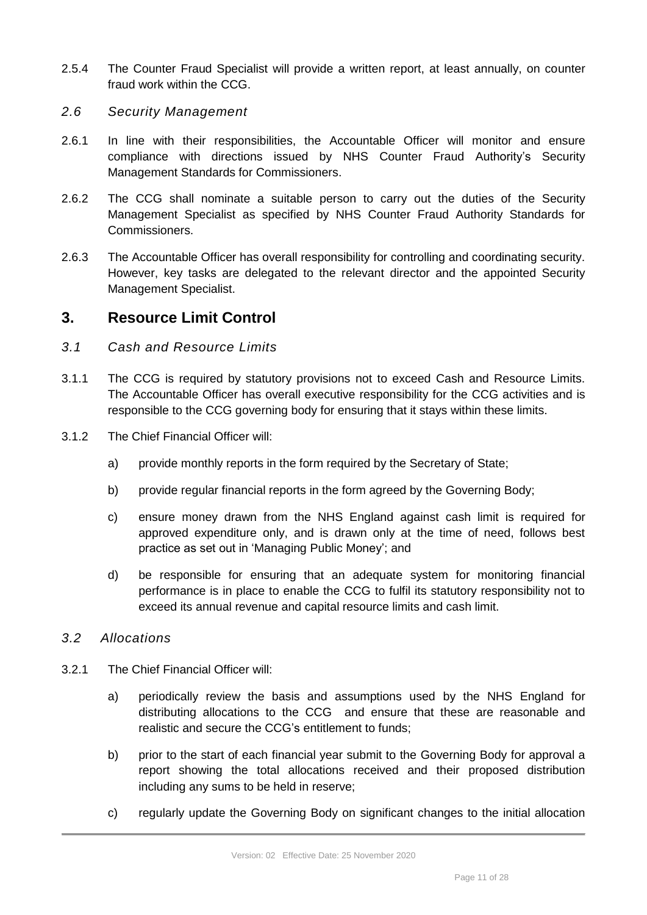2.5.4 The Counter Fraud Specialist will provide a written report, at least annually, on counter fraud work within the CCG.

### *2.6 Security Management*

2.6.1 In line with their responsibilities, the Accountable Officer will monitor and ensure compliance with directions issued by NHS Counter Fraud Authority's Security Management Standards for Commissioners.

2.6.2 The CCG shall nominate a suitable person to carry out the duties of the Security Management Specialist as specified by NHS Counter Fraud Authority Standards for Commissioners.

2.6.3 The Accountable Officer has overall responsibility for controlling and coordinating security. However, key tasks are delegated to the relevant director and the appointed Security Management Specialist.

## 3. Resource Limit Control

### *3.1 Cash and Resource Limits*

3.1.1 The CCG is required by statutory provisions not to exceed Cash and Resource Limits. The Accountable Officer has overall executive responsibility for the CCG activities and is responsible to the CCG governing body for ensuring that it stays within these limits.

3.1.2 The Chief Financial Officer will:

a) provide monthly reports in the form required by the Secretary of State;

b) provide regular financial reports in the form agreed by the Governing Body;

c) ensure money drawn from the NHS England against cash limit is required for approved expenditure only, and is drawn only at the time of need, follows best practice as set out in 'Managing Public Money'; and

d) be responsible for ensuring that an adequate system for monitoring financial performance is in place to enable the CCG to fulfil its statutory responsibility not to exceed its annual revenue and capital resource limits and cash limit.

### *3.2 Allocations*

3.2.1 The Chief Financial Officer will:

a) periodically review the basis and assumptions used by the NHS England for distributing allocations to the CCG and ensure that these are reasonable and realistic and secure the CCG's entitlement to funds;

b) prior to the start of each financial year submit to the Governing Body for approval a report showing the total allocations received and their proposed distribution including any sums to be held in reserve;

c) regularly update the Governing Body on significant changes to the initial allocation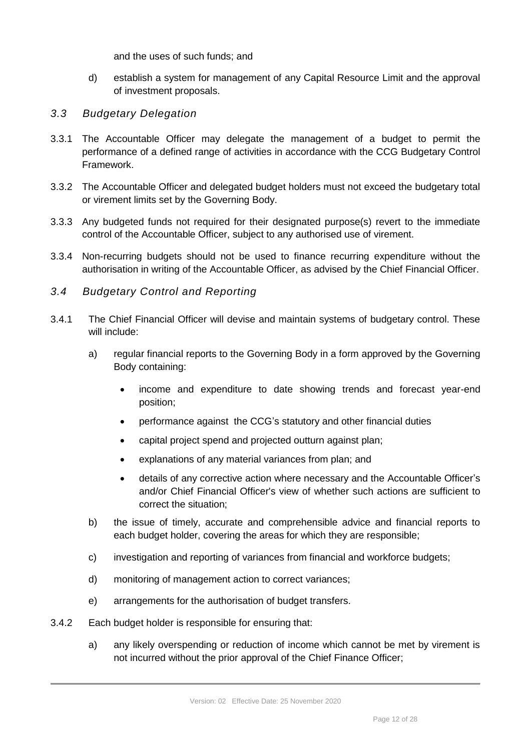and the uses of such funds; and

d) establish a system for management of any Capital Resource Limit and the approval of investment proposals.

### *3.3 Budgetary Delegation*

3.3.1 The Accountable Officer may delegate the management of a budget to permit the performance of a defined range of activities in accordance with the CCG Budgetary Control Framework.

3.3.2 The Accountable Officer and delegated budget holders must not exceed the budgetary total or virement limits set by the Governing Body.

3.3.3 Any budgeted funds not required for their designated purpose(s) revert to the immediate control of the Accountable Officer, subject to any authorised use of virement.

3.3.4 Non-recurring budgets should not be used to finance recurring expenditure without the authorisation in writing of the Accountable Officer, as advised by the Chief Financial Officer.

### *3.4 Budgetary Control and Reporting*

3.4.1 The Chief Financial Officer will devise and maintain systems of budgetary control. These will include:

a) regular financial reports to the Governing Body in a form approved by the Governing Body containing:

- income and expenditure to date showing trends and forecast year-end position;
- performance against the CCG's statutory and other financial duties
- capital project spend and projected outturn against plan;
- explanations of any material variances from plan; and
- details of any corrective action where necessary and the Accountable Officer's and/or Chief Financial Officer's view of whether such actions are sufficient to correct the situation;

b) the issue of timely, accurate and comprehensible advice and financial reports to each budget holder, covering the areas for which they are responsible;

c) investigation and reporting of variances from financial and workforce budgets;

d) monitoring of management action to correct variances;

e) arrangements for the authorisation of budget transfers.

3.4.2 Each budget holder is responsible for ensuring that:

a) any likely overspending or reduction of income which cannot be met by virement is not incurred without the prior approval of the Chief Finance Officer;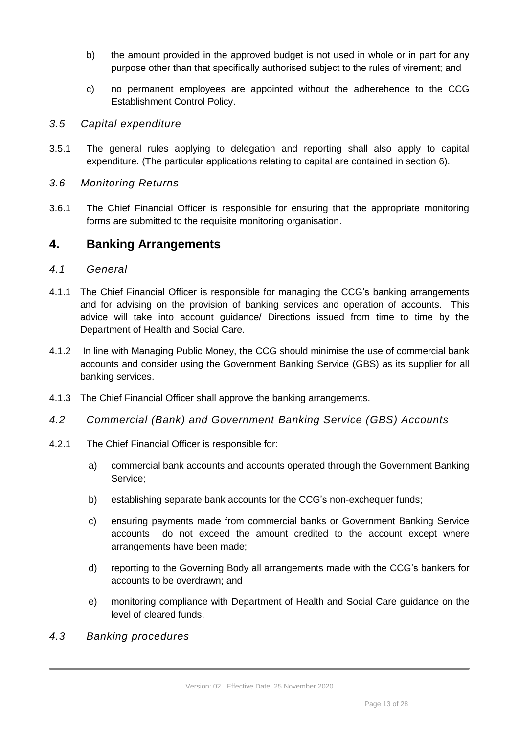b) the amount provided in the approved budget is not used in whole or in part for any purpose other than that specifically authorised subject to the rules of virement; and

c) no permanent employees are appointed without the adherehence to the CCG Establishment Control Policy.

### *3.5 Capital expenditure*

3.5.1 The general rules applying to delegation and reporting shall also apply to capital expenditure. (The particular applications relating to capital are contained in section 6).

### *3.6 Monitoring Returns*

3.6.1 The Chief Financial Officer is responsible for ensuring that the appropriate monitoring forms are submitted to the requisite monitoring organisation.

## 4. Banking Arrangements

### *4.1 General*

4.1.1 The Chief Financial Officer is responsible for managing the CCG's banking arrangements and for advising on the provision of banking services and operation of accounts. This advice will take into account guidance/ Directions issued from time to time by the Department of Health and Social Care.

4.1.2 In line with Managing Public Money, the CCG should minimise the use of commercial bank accounts and consider using the Government Banking Service (GBS) as its supplier for all banking services.

4.1.3 The Chief Financial Officer shall approve the banking arrangements.

### *4.2 Commercial (Bank) and Government Banking Service (GBS) Accounts*

4.2.1 The Chief Financial Officer is responsible for:

a) commercial bank accounts and accounts operated through the Government Banking Service;

b) establishing separate bank accounts for the CCG's non-exchequer funds;

c) ensuring payments made from commercial banks or Government Banking Service accounts do not exceed the amount credited to the account except where arrangements have been made;

d) reporting to the Governing Body all arrangements made with the CCG's bankers for accounts to be overdrawn; and

e) monitoring compliance with Department of Health and Social Care guidance on the level of cleared funds.

### *4.3 Banking procedures*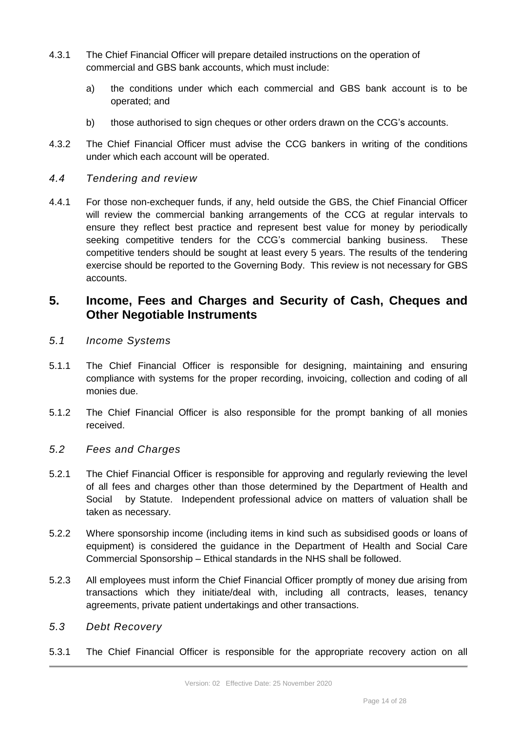4.3.1 The Chief Financial Officer will prepare detailed instructions on the operation of commercial and GBS bank accounts, which must include:

a) the conditions under which each commercial and GBS bank account is to be operated; and

b) those authorised to sign cheques or other orders drawn on the CCG's accounts.

4.3.2 The Chief Financial Officer must advise the CCG bankers in writing of the conditions under which each account will be operated.

### *4.4 Tendering and review*

4.4.1 For those non-exchequer funds, if any, held outside the GBS, the Chief Financial Officer will review the commercial banking arrangements of the CCG at regular intervals to ensure they reflect best practice and represent best value for money by periodically seeking competitive tenders for the CCG's commercial banking business. These competitive tenders should be sought at least every 5 years. The results of the tendering exercise should be reported to the Governing Body. This review is not necessary for GBS accounts.

## 5. Income, Fees and Charges and Security of Cash, Cheques and Other Negotiable Instruments

### *5.1 Income Systems*

5.1.1 The Chief Financial Officer is responsible for designing, maintaining and ensuring compliance with systems for the proper recording, invoicing, collection and coding of all monies due.

5.1.2 The Chief Financial Officer is also responsible for the prompt banking of all monies received.

### *5.2 Fees and Charges*

5.2.1 The Chief Financial Officer is responsible for approving and regularly reviewing the level of all fees and charges other than those determined by the Department of Health and Social by Statute. Independent professional advice on matters of valuation shall be taken as necessary.

5.2.2 Where sponsorship income (including items in kind such as subsidised goods or loans of equipment) is considered the guidance in the Department of Health and Social Care Commercial Sponsorship – Ethical standards in the NHS shall be followed.

5.2.3 All employees must inform the Chief Financial Officer promptly of money due arising from transactions which they initiate/deal with, including all contracts, leases, tenancy agreements, private patient undertakings and other transactions.

### *5.3 Debt Recovery*

5.3.1 The Chief Financial Officer is responsible for the appropriate recovery action on all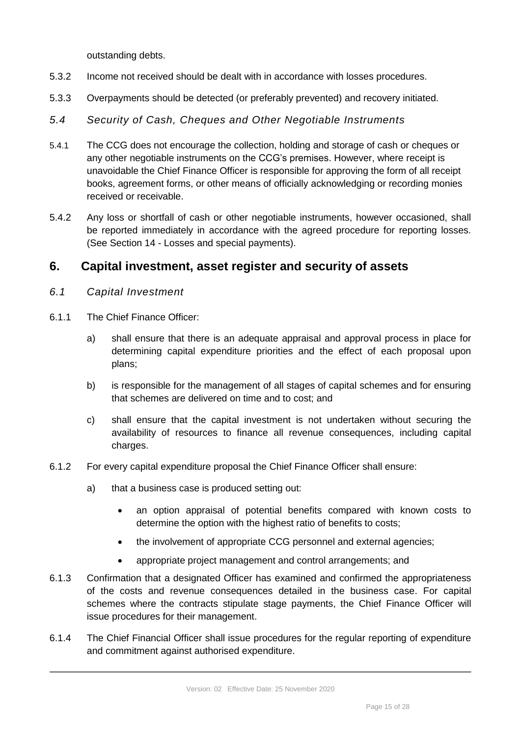outstanding debts.

5.3.2 Income not received should be dealt with in accordance with losses procedures.

5.3.3 Overpayments should be detected (or preferably prevented) and recovery initiated.

### *5.4 Security of Cash, Cheques and Other Negotiable Instruments*

5.4.1 The CCG does not encourage the collection, holding and storage of cash or cheques or any other negotiable instruments on the CCG's premises. However, where receipt is unavoidable the Chief Finance Officer is responsible for approving the form of all receipt books, agreement forms, or other means of officially acknowledging or recording monies received or receivable.

5.4.2 Any loss or shortfall of cash or other negotiable instruments, however occasioned, shall be reported immediately in accordance with the agreed procedure for reporting losses. (See Section 14 - Losses and special payments).

## 6. Capital investment, asset register and security of assets

### *6.1 Capital Investment*

6.1.1 The Chief Finance Officer:

a) shall ensure that there is an adequate appraisal and approval process in place for determining capital expenditure priorities and the effect of each proposal upon plans;

b) is responsible for the management of all stages of capital schemes and for ensuring that schemes are delivered on time and to cost; and

c) shall ensure that the capital investment is not undertaken without securing the availability of resources to finance all revenue consequences, including capital charges.

6.1.2 For every capital expenditure proposal the Chief Finance Officer shall ensure:

a) that a business case is produced setting out:

- an option appraisal of potential benefits compared with known costs to determine the option with the highest ratio of benefits to costs;
- the involvement of appropriate CCG personnel and external agencies;
- appropriate project management and control arrangements; and

6.1.3 Confirmation that a designated Officer has examined and confirmed the appropriateness of the costs and revenue consequences detailed in the business case. For capital schemes where the contracts stipulate stage payments, the Chief Finance Officer will issue procedures for their management.

6.1.4 The Chief Financial Officer shall issue procedures for the regular reporting of expenditure and commitment against authorised expenditure.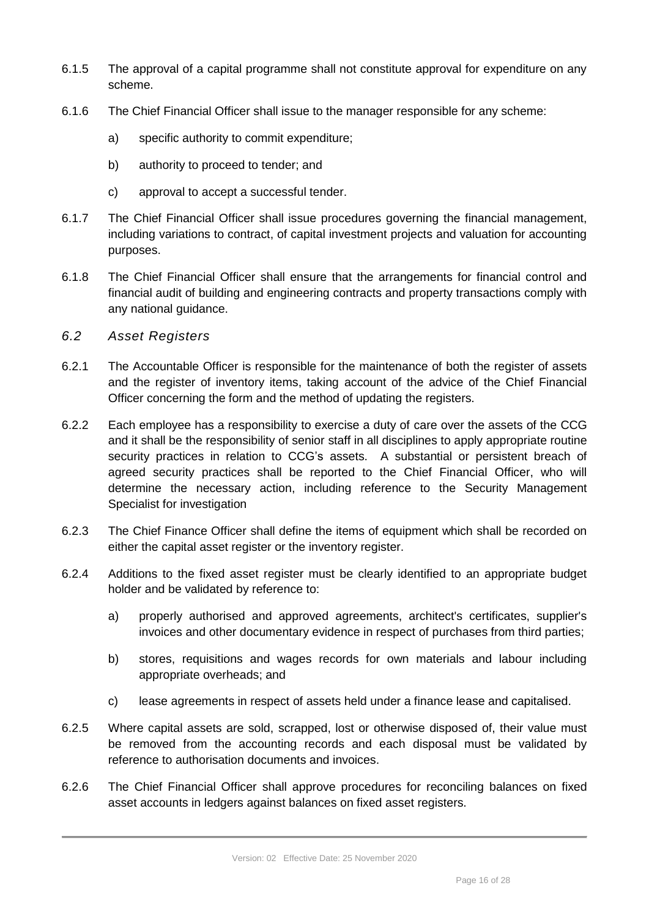6.1.5 The approval of a capital programme shall not constitute approval for expenditure on any scheme.

6.1.6 The Chief Financial Officer shall issue to the manager responsible for any scheme:

a) specific authority to commit expenditure;

b) authority to proceed to tender; and

c) approval to accept a successful tender.

6.1.7 The Chief Financial Officer shall issue procedures governing the financial management, including variations to contract, of capital investment projects and valuation for accounting purposes.

6.1.8 The Chief Financial Officer shall ensure that the arrangements for financial control and financial audit of building and engineering contracts and property transactions comply with any national guidance.

### *6.2 Asset Registers*

6.2.1 The Accountable Officer is responsible for the maintenance of both the register of assets and the register of inventory items, taking account of the advice of the Chief Financial Officer concerning the form and the method of updating the registers.

6.2.2 Each employee has a responsibility to exercise a duty of care over the assets of the CCG and it shall be the responsibility of senior staff in all disciplines to apply appropriate routine security practices in relation to CCG's assets. A substantial or persistent breach of agreed security practices shall be reported to the Chief Financial Officer, who will determine the necessary action, including reference to the Security Management Specialist for investigation

6.2.3 The Chief Finance Officer shall define the items of equipment which shall be recorded on either the capital asset register or the inventory register.

6.2.4 Additions to the fixed asset register must be clearly identified to an appropriate budget holder and be validated by reference to:

a) properly authorised and approved agreements, architect's certificates, supplier's invoices and other documentary evidence in respect of purchases from third parties;

b) stores, requisitions and wages records for own materials and labour including appropriate overheads; and

c) lease agreements in respect of assets held under a finance lease and capitalised.

6.2.5 Where capital assets are sold, scrapped, lost or otherwise disposed of, their value must be removed from the accounting records and each disposal must be validated by reference to authorisation documents and invoices.

6.2.6 The Chief Financial Officer shall approve procedures for reconciling balances on fixed asset accounts in ledgers against balances on fixed asset registers.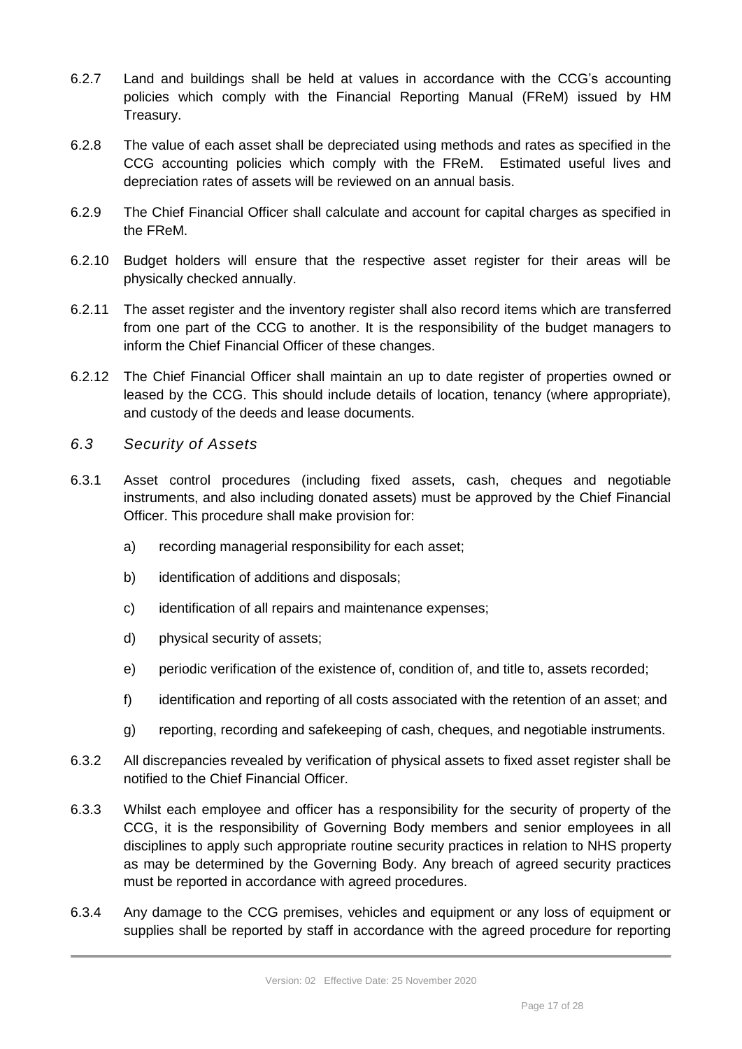6.2.7 Land and buildings shall be held at values in accordance with the CCG's accounting policies which comply with the Financial Reporting Manual (FReM) issued by HM Treasury.

6.2.8 The value of each asset shall be depreciated using methods and rates as specified in the CCG accounting policies which comply with the FReM. Estimated useful lives and depreciation rates of assets will be reviewed on an annual basis.

6.2.9 The Chief Financial Officer shall calculate and account for capital charges as specified in the FReM.

6.2.10 Budget holders will ensure that the respective asset register for their areas will be physically checked annually.

6.2.11 The asset register and the inventory register shall also record items which are transferred from one part of the CCG to another. It is the responsibility of the budget managers to inform the Chief Financial Officer of these changes.

6.2.12 The Chief Financial Officer shall maintain an up to date register of properties owned or leased by the CCG. This should include details of location, tenancy (where appropriate), and custody of the deeds and lease documents.

### *6.3 Security of Assets*

6.3.1 Asset control procedures (including fixed assets, cash, cheques and negotiable instruments, and also including donated assets) must be approved by the Chief Financial Officer. This procedure shall make provision for:

a) recording managerial responsibility for each asset;

b) identification of additions and disposals;

c) identification of all repairs and maintenance expenses;

d) physical security of assets;

e) periodic verification of the existence of, condition of, and title to, assets recorded;

f) identification and reporting of all costs associated with the retention of an asset; and

g) reporting, recording and safekeeping of cash, cheques, and negotiable instruments.

6.3.2 All discrepancies revealed by verification of physical assets to fixed asset register shall be notified to the Chief Financial Officer.

6.3.3 Whilst each employee and officer has a responsibility for the security of property of the CCG, it is the responsibility of Governing Body members and senior employees in all disciplines to apply such appropriate routine security practices in relation to NHS property as may be determined by the Governing Body. Any breach of agreed security practices must be reported in accordance with agreed procedures.

6.3.4 Any damage to the CCG premises, vehicles and equipment or any loss of equipment or supplies shall be reported by staff in accordance with the agreed procedure for reporting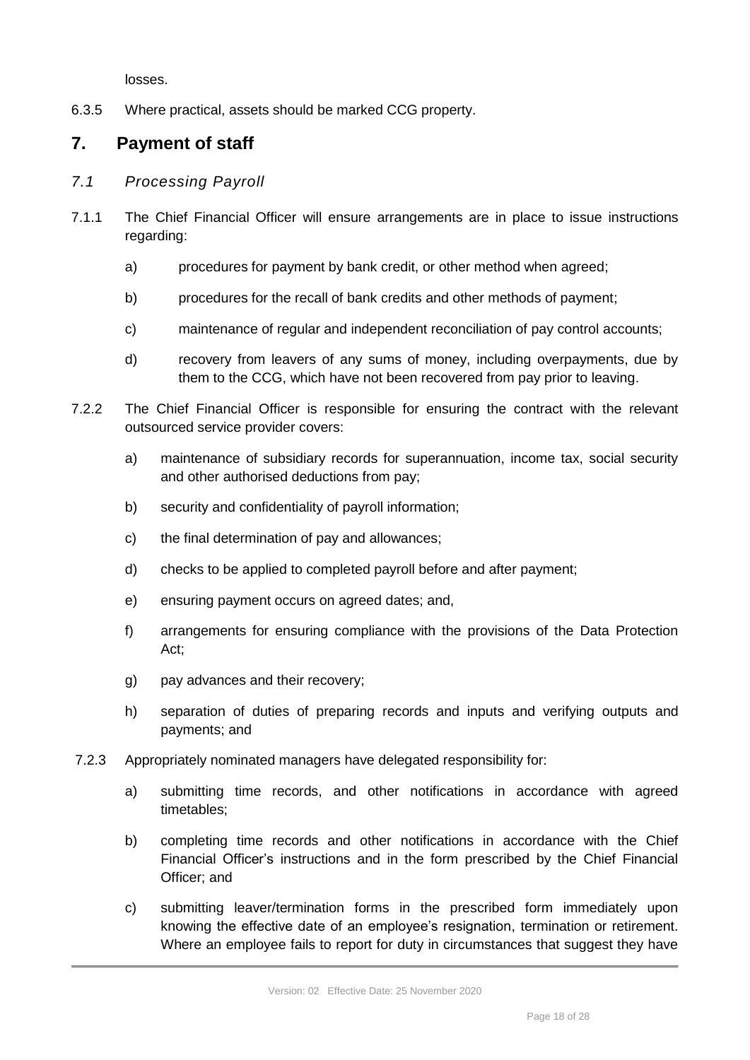losses.

6.3.5 Where practical, assets should be marked CCG property.

## 7. Payment of staff

### *7.1 Processing Payroll*

7.1.1 The Chief Financial Officer will ensure arrangements are in place to issue instructions regarding:

a) procedures for payment by bank credit, or other method when agreed;

b) procedures for the recall of bank credits and other methods of payment;

c) maintenance of regular and independent reconciliation of pay control accounts;

d) recovery from leavers of any sums of money, including overpayments, due by them to the CCG, which have not been recovered from pay prior to leaving.

7.2.2 The Chief Financial Officer is responsible for ensuring the contract with the relevant outsourced service provider covers:

a) maintenance of subsidiary records for superannuation, income tax, social security and other authorised deductions from pay;

b) security and confidentiality of payroll information;

c) the final determination of pay and allowances;

d) checks to be applied to completed payroll before and after payment;

e) ensuring payment occurs on agreed dates; and,

f) arrangements for ensuring compliance with the provisions of the Data Protection Act;

g) pay advances and their recovery;

h) separation of duties of preparing records and inputs and verifying outputs and payments; and

7.2.3 Appropriately nominated managers have delegated responsibility for:

a) submitting time records, and other notifications in accordance with agreed timetables;

b) completing time records and other notifications in accordance with the Chief Financial Officer's instructions and in the form prescribed by the Chief Financial Officer; and

c) submitting leaver/termination forms in the prescribed form immediately upon knowing the effective date of an employee's resignation, termination or retirement. Where an employee fails to report for duty in circumstances that suggest they have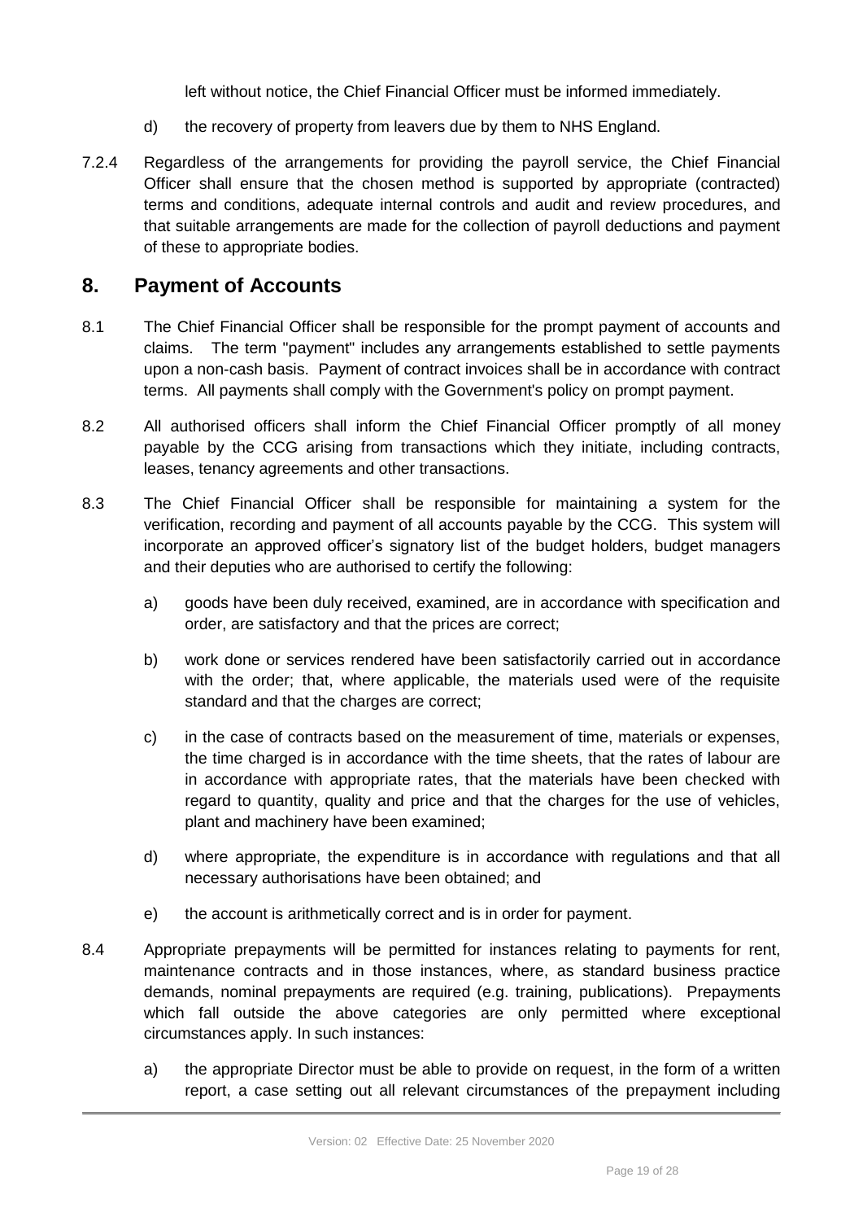left without notice, the Chief Financial Officer must be informed immediately.

d) the recovery of property from leavers due by them to NHS England.

7.2.4 Regardless of the arrangements for providing the payroll service, the Chief Financial Officer shall ensure that the chosen method is supported by appropriate (contracted) terms and conditions, adequate internal controls and audit and review procedures, and that suitable arrangements are made for the collection of payroll deductions and payment of these to appropriate bodies.

## 8. Payment of Accounts

8.1 The Chief Financial Officer shall be responsible for the prompt payment of accounts and claims. The term "payment" includes any arrangements established to settle payments upon a non-cash basis. Payment of contract invoices shall be in accordance with contract terms. All payments shall comply with the Government's policy on prompt payment.

8.2 All authorised officers shall inform the Chief Financial Officer promptly of all money payable by the CCG arising from transactions which they initiate, including contracts, leases, tenancy agreements and other transactions.

8.3 The Chief Financial Officer shall be responsible for maintaining a system for the verification, recording and payment of all accounts payable by the CCG. This system will incorporate an approved officer's signatory list of the budget holders, budget managers and their deputies who are authorised to certify the following:

a) goods have been duly received, examined, are in accordance with specification and order, are satisfactory and that the prices are correct;

b) work done or services rendered have been satisfactorily carried out in accordance with the order; that, where applicable, the materials used were of the requisite standard and that the charges are correct;

c) in the case of contracts based on the measurement of time, materials or expenses, the time charged is in accordance with the time sheets, that the rates of labour are in accordance with appropriate rates, that the materials have been checked with regard to quantity, quality and price and that the charges for the use of vehicles, plant and machinery have been examined;

d) where appropriate, the expenditure is in accordance with regulations and that all necessary authorisations have been obtained; and

e) the account is arithmetically correct and is in order for payment.

8.4 Appropriate prepayments will be permitted for instances relating to payments for rent, maintenance contracts and in those instances, where, as standard business practice demands, nominal prepayments are required (e.g. training, publications). Prepayments which fall outside the above categories are only permitted where exceptional circumstances apply. In such instances:

a) the appropriate Director must be able to provide on request, in the form of a written report, a case setting out all relevant circumstances of the prepayment including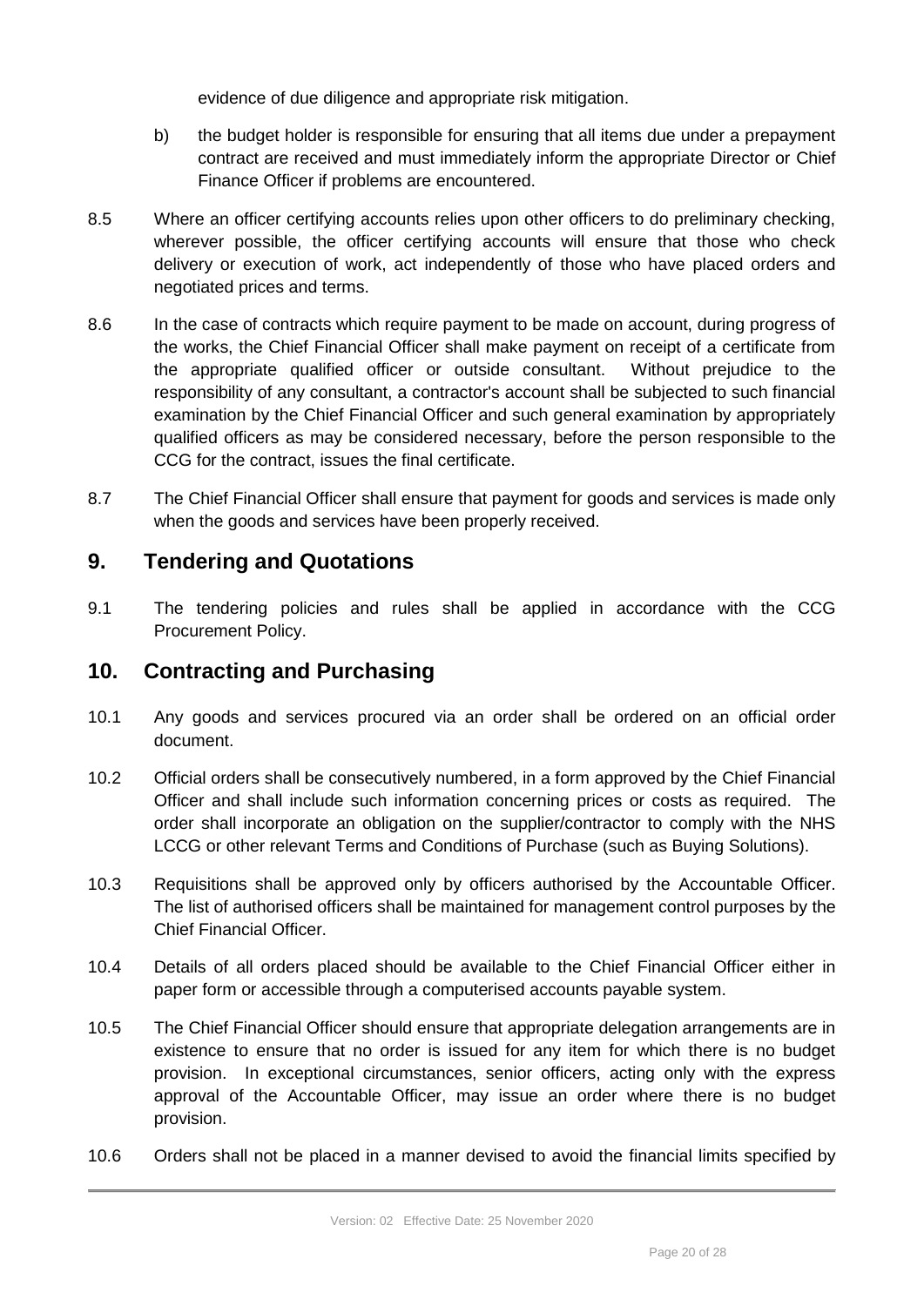evidence of due diligence and appropriate risk mitigation.

b) the budget holder is responsible for ensuring that all items due under a prepayment contract are received and must immediately inform the appropriate Director or Chief Finance Officer if problems are encountered.

8.5 Where an officer certifying accounts relies upon other officers to do preliminary checking, wherever possible, the officer certifying accounts will ensure that those who check delivery or execution of work, act independently of those who have placed orders and negotiated prices and terms.

8.6 In the case of contracts which require payment to be made on account, during progress of the works, the Chief Financial Officer shall make payment on receipt of a certificate from the appropriate qualified officer or outside consultant. Without prejudice to the responsibility of any consultant, a contractor's account shall be subjected to such financial examination by the Chief Financial Officer and such general examination by appropriately qualified officers as may be considered necessary, before the person responsible to the CCG for the contract, issues the final certificate.

8.7 The Chief Financial Officer shall ensure that payment for goods and services is made only when the goods and services have been properly received.

## 9. Tendering and Quotations

9.1 The tendering policies and rules shall be applied in accordance with the CCG Procurement Policy.

## 10. Contracting and Purchasing

10.1 Any goods and services procured via an order shall be ordered on an official order document.

10.2 Official orders shall be consecutively numbered, in a form approved by the Chief Financial Officer and shall include such information concerning prices or costs as required. The order shall incorporate an obligation on the supplier/contractor to comply with the NHS LCCG or other relevant Terms and Conditions of Purchase (such as Buying Solutions).

10.3 Requisitions shall be approved only by officers authorised by the Accountable Officer. The list of authorised officers shall be maintained for management control purposes by the Chief Financial Officer.

10.4 Details of all orders placed should be available to the Chief Financial Officer either in paper form or accessible through a computerised accounts payable system.

10.5 The Chief Financial Officer should ensure that appropriate delegation arrangements are in existence to ensure that no order is issued for any item for which there is no budget provision. In exceptional circumstances, senior officers, acting only with the express approval of the Accountable Officer, may issue an order where there is no budget provision.

10.6 Orders shall not be placed in a manner devised to avoid the financial limits specified by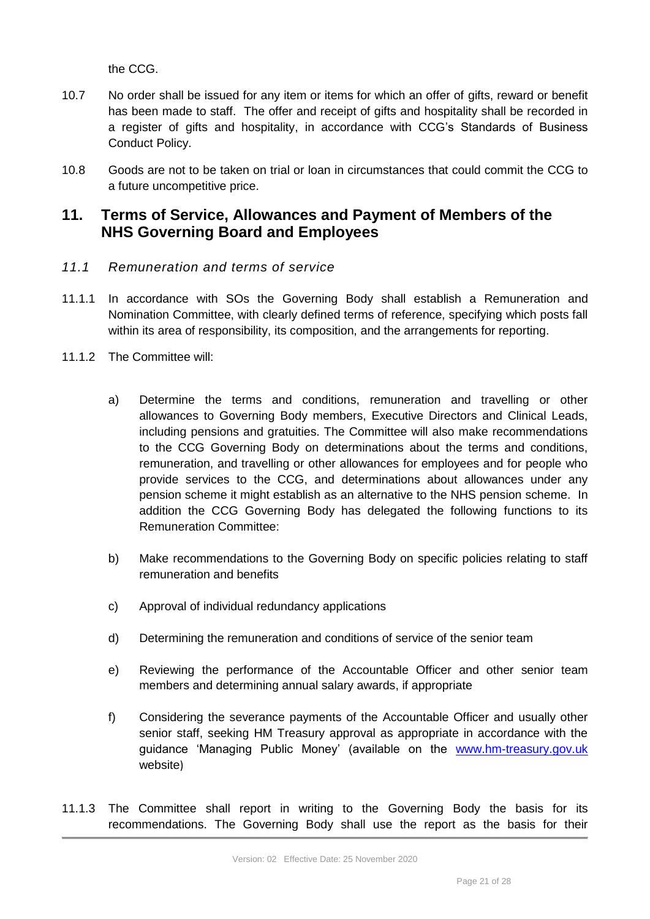the CCG.

10.7 No order shall be issued for any item or items for which an offer of gifts, reward or benefit has been made to staff. The offer and receipt of gifts and hospitality shall be recorded in a register of gifts and hospitality, in accordance with CCG's Standards of Business Conduct Policy.

10.8 Goods are not to be taken on trial or loan in circumstances that could commit the CCG to a future uncompetitive price.

## 11. Terms of Service, Allowances and Payment of Members of the NHS Governing Board and Employees

### *11.1 Remuneration and terms of service*

11.1.1 In accordance with SOs the Governing Body shall establish a Remuneration and Nomination Committee, with clearly defined terms of reference, specifying which posts fall within its area of responsibility, its composition, and the arrangements for reporting.

11.1.2 The Committee will:

a) Determine the terms and conditions, remuneration and travelling or other allowances to Governing Body members, Executive Directors and Clinical Leads, including pensions and gratuities. The Committee will also make recommendations to the CCG Governing Body on determinations about the terms and conditions, remuneration, and travelling or other allowances for employees and for people who provide services to the CCG, and determinations about allowances under any pension scheme it might establish as an alternative to the NHS pension scheme. In addition the CCG Governing Body has delegated the following functions to its Remuneration Committee:

b) Make recommendations to the Governing Body on specific policies relating to staff remuneration and benefits

c) Approval of individual redundancy applications

d) Determining the remuneration and conditions of service of the senior team

e) Reviewing the performance of the Accountable Officer and other senior team members and determining annual salary awards, if appropriate

f) Considering the severance payments of the Accountable Officer and usually other senior staff, seeking HM Treasury approval as appropriate in accordance with the guidance 'Managing Public Money' (available on the www.hm-treasury.gov.uk website)

11.1.3 The Committee shall report in writing to the Governing Body the basis for its recommendations. The Governing Body shall use the report as the basis for their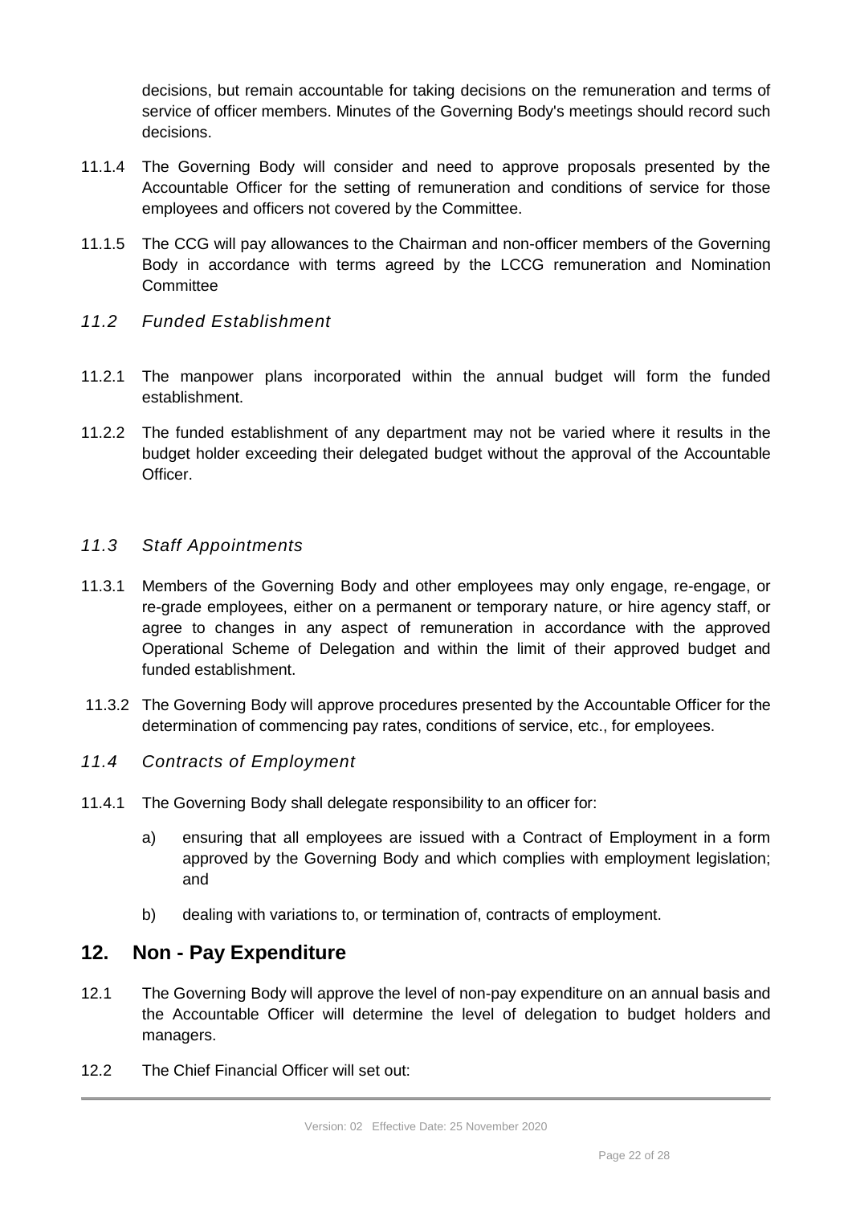decisions, but remain accountable for taking decisions on the remuneration and terms of service of officer members. Minutes of the Governing Body's meetings should record such decisions.

11.1.4 The Governing Body will consider and need to approve proposals presented by the Accountable Officer for the setting of remuneration and conditions of service for those employees and officers not covered by the Committee.

11.1.5 The CCG will pay allowances to the Chairman and non-officer members of the Governing Body in accordance with terms agreed by the LCCG remuneration and Nomination Committee

### *11.2 Funded Establishment*

11.2.1 The manpower plans incorporated within the annual budget will form the funded establishment.

11.2.2 The funded establishment of any department may not be varied where it results in the budget holder exceeding their delegated budget without the approval of the Accountable Officer.

### *11.3 Staff Appointments*

11.3.1 Members of the Governing Body and other employees may only engage, re-engage, or re-grade employees, either on a permanent or temporary nature, or hire agency staff, or agree to changes in any aspect of remuneration in accordance with the approved Operational Scheme of Delegation and within the limit of their approved budget and funded establishment.

11.3.2 The Governing Body will approve procedures presented by the Accountable Officer for the determination of commencing pay rates, conditions of service, etc., for employees.

### *11.4 Contracts of Employment*

11.4.1 The Governing Body shall delegate responsibility to an officer for:

a) ensuring that all employees are issued with a Contract of Employment in a form approved by the Governing Body and which complies with employment legislation; and

b) dealing with variations to, or termination of, contracts of employment.

## 12. Non - Pay Expenditure

12.1 The Governing Body will approve the level of non-pay expenditure on an annual basis and the Accountable Officer will determine the level of delegation to budget holders and managers.

12.2 The Chief Financial Officer will set out: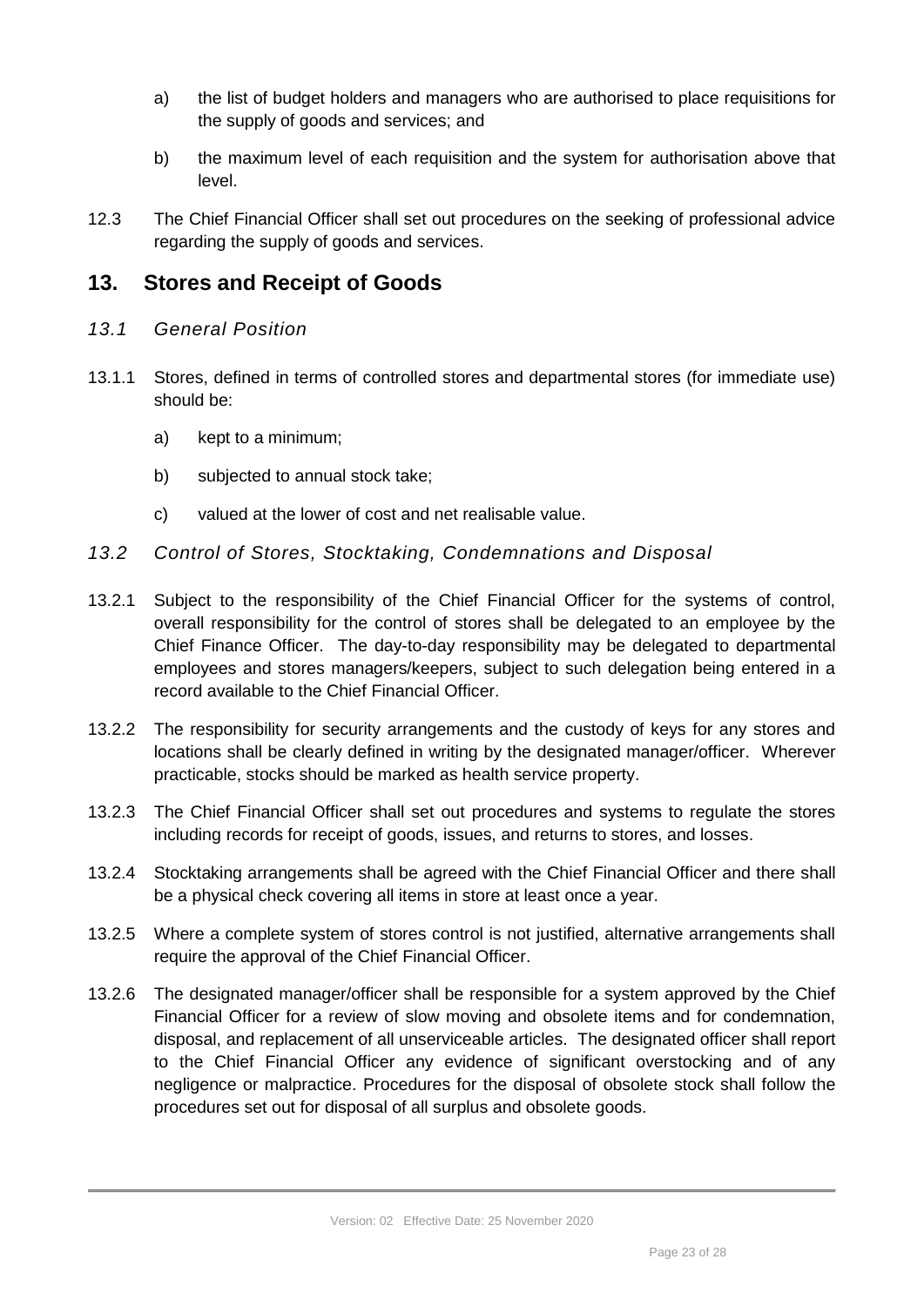a) the list of budget holders and managers who are authorised to place requisitions for the supply of goods and services; and

b) the maximum level of each requisition and the system for authorisation above that level.

12.3 The Chief Financial Officer shall set out procedures on the seeking of professional advice regarding the supply of goods and services.

## 13. Stores and Receipt of Goods

### *13.1 General Position*

13.1.1 Stores, defined in terms of controlled stores and departmental stores (for immediate use) should be:

a) kept to a minimum;

b) subjected to annual stock take;

c) valued at the lower of cost and net realisable value.

### *13.2 Control of Stores, Stocktaking, Condemnations and Disposal*

13.2.1 Subject to the responsibility of the Chief Financial Officer for the systems of control, overall responsibility for the control of stores shall be delegated to an employee by the Chief Finance Officer. The day-to-day responsibility may be delegated to departmental employees and stores managers/keepers, subject to such delegation being entered in a record available to the Chief Financial Officer.

13.2.2 The responsibility for security arrangements and the custody of keys for any stores and locations shall be clearly defined in writing by the designated manager/officer. Wherever practicable, stocks should be marked as health service property.

13.2.3 The Chief Financial Officer shall set out procedures and systems to regulate the stores including records for receipt of goods, issues, and returns to stores, and losses.

13.2.4 Stocktaking arrangements shall be agreed with the Chief Financial Officer and there shall be a physical check covering all items in store at least once a year.

13.2.5 Where a complete system of stores control is not justified, alternative arrangements shall require the approval of the Chief Financial Officer.

13.2.6 The designated manager/officer shall be responsible for a system approved by the Chief Financial Officer for a review of slow moving and obsolete items and for condemnation, disposal, and replacement of all unserviceable articles. The designated officer shall report to the Chief Financial Officer any evidence of significant overstocking and of any negligence or malpractice. Procedures for the disposal of obsolete stock shall follow the procedures set out for disposal of all surplus and obsolete goods.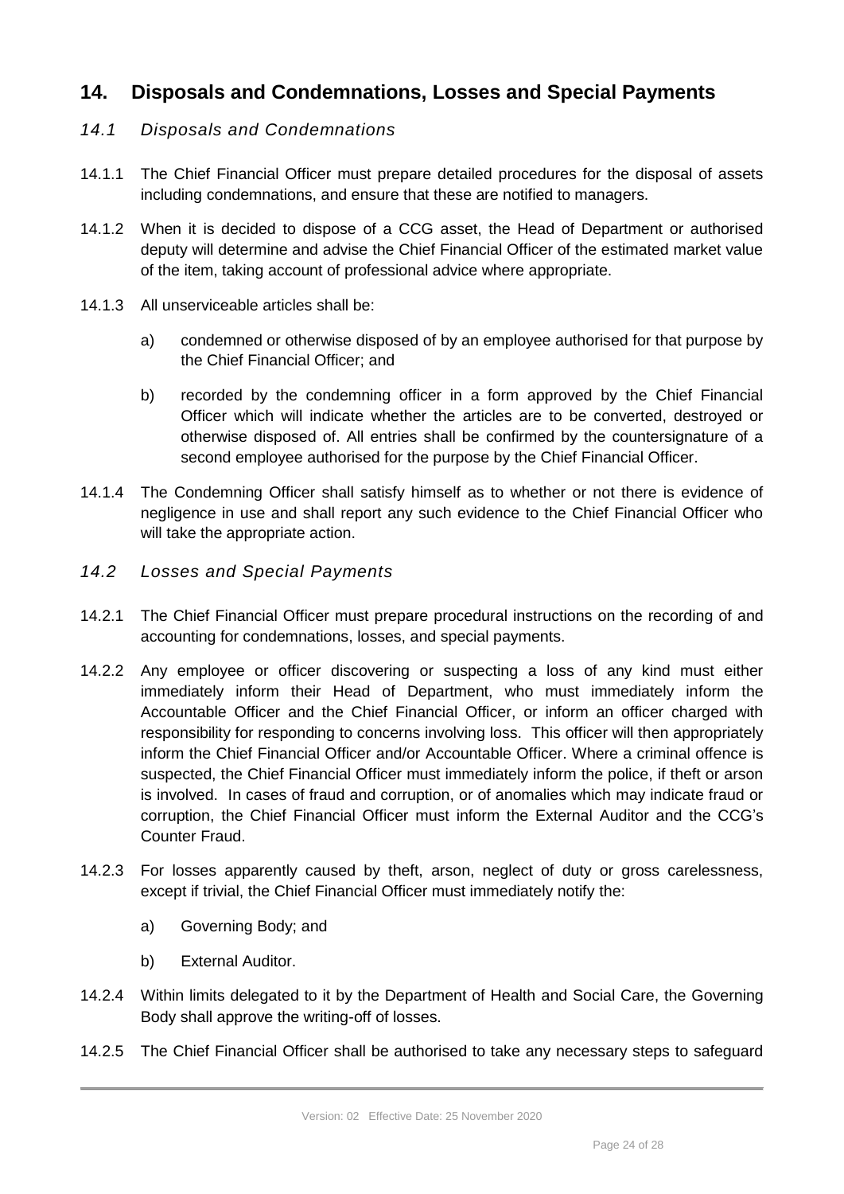## 14. Disposals and Condemnations, Losses and Special Payments

### *14.1 Disposals and Condemnations*

14.1.1 The Chief Financial Officer must prepare detailed procedures for the disposal of assets including condemnations, and ensure that these are notified to managers.

14.1.2 When it is decided to dispose of a CCG asset, the Head of Department or authorised deputy will determine and advise the Chief Financial Officer of the estimated market value of the item, taking account of professional advice where appropriate.

14.1.3 All unserviceable articles shall be:

a) condemned or otherwise disposed of by an employee authorised for that purpose by the Chief Financial Officer; and

b) recorded by the condemning officer in a form approved by the Chief Financial Officer which will indicate whether the articles are to be converted, destroyed or otherwise disposed of. All entries shall be confirmed by the countersignature of a second employee authorised for the purpose by the Chief Financial Officer.

14.1.4 The Condemning Officer shall satisfy himself as to whether or not there is evidence of negligence in use and shall report any such evidence to the Chief Financial Officer who will take the appropriate action.

### *14.2 Losses and Special Payments*

14.2.1 The Chief Financial Officer must prepare procedural instructions on the recording of and accounting for condemnations, losses, and special payments.

14.2.2 Any employee or officer discovering or suspecting a loss of any kind must either immediately inform their Head of Department, who must immediately inform the Accountable Officer and the Chief Financial Officer, or inform an officer charged with responsibility for responding to concerns involving loss. This officer will then appropriately inform the Chief Financial Officer and/or Accountable Officer. Where a criminal offence is suspected, the Chief Financial Officer must immediately inform the police, if theft or arson is involved. In cases of fraud and corruption, or of anomalies which may indicate fraud or corruption, the Chief Financial Officer must inform the External Auditor and the CCG's Counter Fraud.

14.2.3 For losses apparently caused by theft, arson, neglect of duty or gross carelessness, except if trivial, the Chief Financial Officer must immediately notify the:

a) Governing Body; and

b) External Auditor.

14.2.4 Within limits delegated to it by the Department of Health and Social Care, the Governing Body shall approve the writing-off of losses.

14.2.5 The Chief Financial Officer shall be authorised to take any necessary steps to safeguard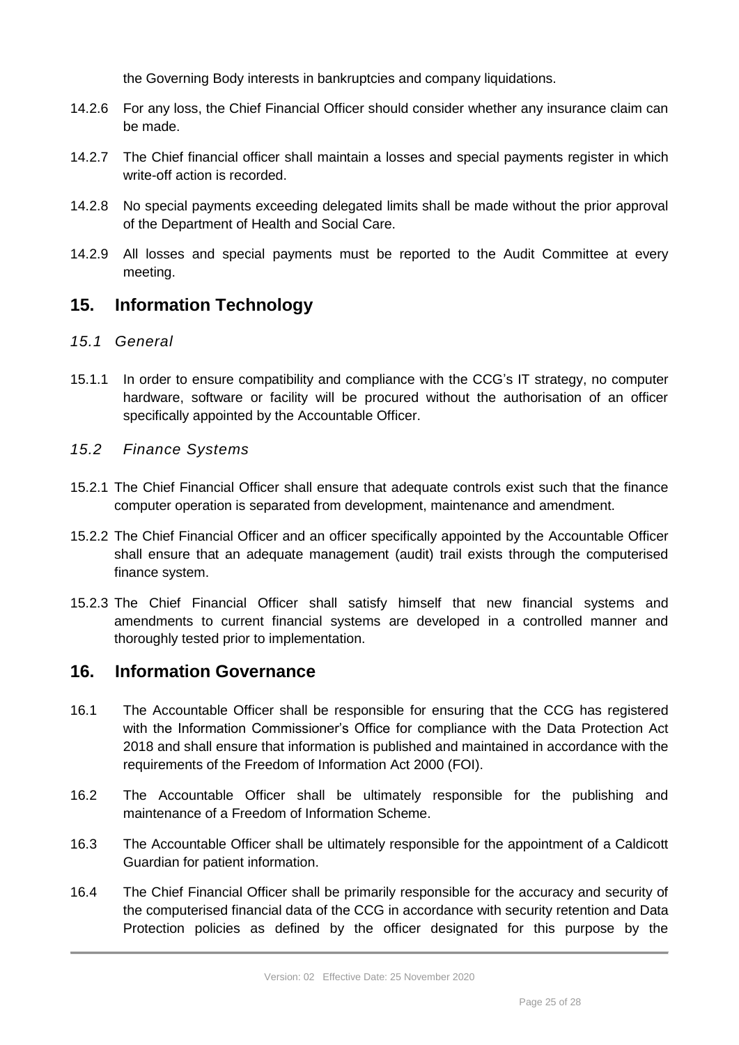the Governing Body interests in bankruptcies and company liquidations.

14.2.6 For any loss, the Chief Financial Officer should consider whether any insurance claim can be made.

14.2.7 The Chief financial officer shall maintain a losses and special payments register in which write-off action is recorded.

14.2.8 No special payments exceeding delegated limits shall be made without the prior approval of the Department of Health and Social Care.

14.2.9 All losses and special payments must be reported to the Audit Committee at every meeting.

## 15. Information Technology

### *15.1 General*

15.1.1 In order to ensure compatibility and compliance with the CCG's IT strategy, no computer hardware, software or facility will be procured without the authorisation of an officer specifically appointed by the Accountable Officer.

### *15.2 Finance Systems*

15.2.1 The Chief Financial Officer shall ensure that adequate controls exist such that the finance computer operation is separated from development, maintenance and amendment.

15.2.2 The Chief Financial Officer and an officer specifically appointed by the Accountable Officer shall ensure that an adequate management (audit) trail exists through the computerised finance system.

15.2.3 The Chief Financial Officer shall satisfy himself that new financial systems and amendments to current financial systems are developed in a controlled manner and thoroughly tested prior to implementation.

## 16. Information Governance

16.1 The Accountable Officer shall be responsible for ensuring that the CCG has registered with the Information Commissioner's Office for compliance with the Data Protection Act 2018 and shall ensure that information is published and maintained in accordance with the requirements of the Freedom of Information Act 2000 (FOI).

16.2 The Accountable Officer shall be ultimately responsible for the publishing and maintenance of a Freedom of Information Scheme.

16.3 The Accountable Officer shall be ultimately responsible for the appointment of a Caldicott Guardian for patient information.

16.4 The Chief Financial Officer shall be primarily responsible for the accuracy and security of the computerised financial data of the CCG in accordance with security retention and Data Protection policies as defined by the officer designated for this purpose by the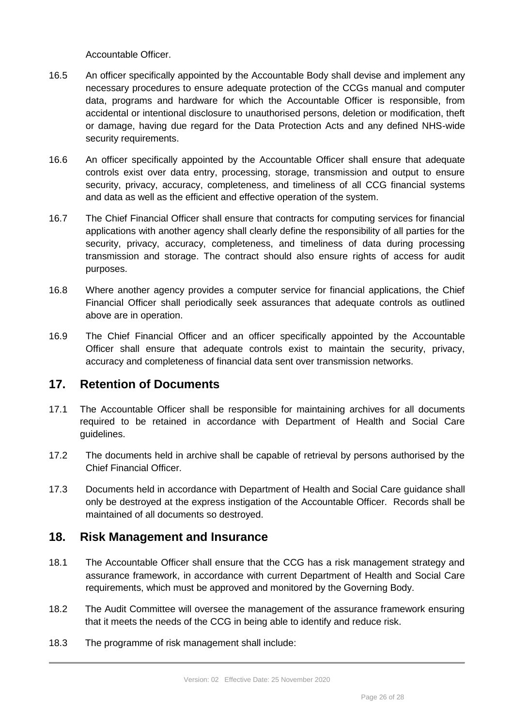Accountable Officer.

16.5 An officer specifically appointed by the Accountable Body shall devise and implement any necessary procedures to ensure adequate protection of the CCGs manual and computer data, programs and hardware for which the Accountable Officer is responsible, from accidental or intentional disclosure to unauthorised persons, deletion or modification, theft or damage, having due regard for the Data Protection Acts and any defined NHS-wide security requirements.

16.6 An officer specifically appointed by the Accountable Officer shall ensure that adequate controls exist over data entry, processing, storage, transmission and output to ensure security, privacy, accuracy, completeness, and timeliness of all CCG financial systems and data as well as the efficient and effective operation of the system.

16.7 The Chief Financial Officer shall ensure that contracts for computing services for financial applications with another agency shall clearly define the responsibility of all parties for the security, privacy, accuracy, completeness, and timeliness of data during processing transmission and storage. The contract should also ensure rights of access for audit purposes.

16.8 Where another agency provides a computer service for financial applications, the Chief Financial Officer shall periodically seek assurances that adequate controls as outlined above are in operation.

16.9 The Chief Financial Officer and an officer specifically appointed by the Accountable Officer shall ensure that adequate controls exist to maintain the security, privacy, accuracy and completeness of financial data sent over transmission networks.

## 17. Retention of Documents

17.1 The Accountable Officer shall be responsible for maintaining archives for all documents required to be retained in accordance with Department of Health and Social Care guidelines.

17.2 The documents held in archive shall be capable of retrieval by persons authorised by the Chief Financial Officer.

17.3 Documents held in accordance with Department of Health and Social Care guidance shall only be destroyed at the express instigation of the Accountable Officer. Records shall be maintained of all documents so destroyed.

## 18. Risk Management and Insurance

18.1 The Accountable Officer shall ensure that the CCG has a risk management strategy and assurance framework, in accordance with current Department of Health and Social Care requirements, which must be approved and monitored by the Governing Body.

18.2 The Audit Committee will oversee the management of the assurance framework ensuring that it meets the needs of the CCG in being able to identify and reduce risk.

18.3 The programme of risk management shall include: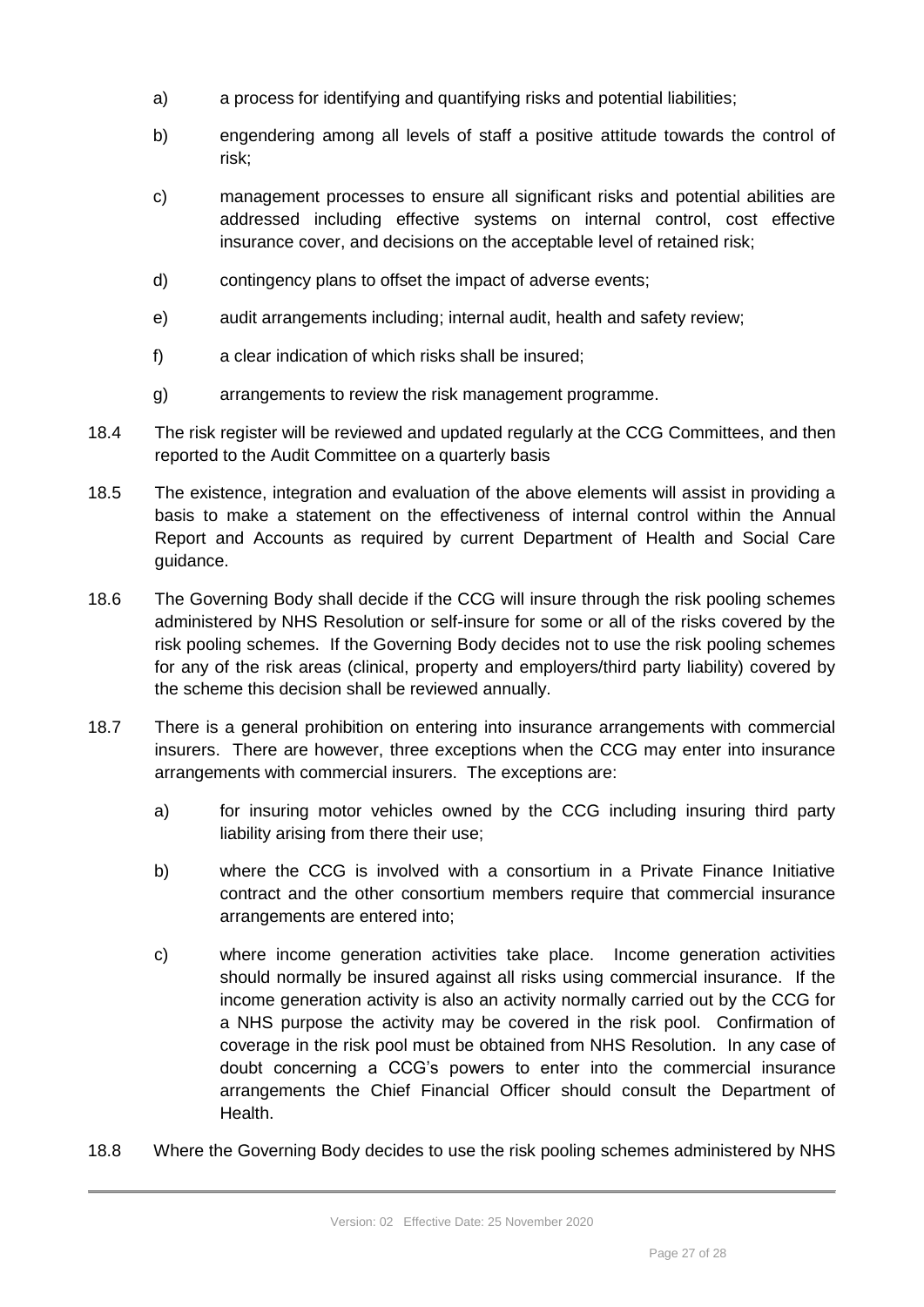a) a process for identifying and quantifying risks and potential liabilities;

b) engendering among all levels of staff a positive attitude towards the control of risk;

c) management processes to ensure all significant risks and potential abilities are addressed including effective systems on internal control, cost effective insurance cover, and decisions on the acceptable level of retained risk;

d) contingency plans to offset the impact of adverse events;

e) audit arrangements including; internal audit, health and safety review;

f) a clear indication of which risks shall be insured;

g) arrangements to review the risk management programme.

18.4 The risk register will be reviewed and updated regularly at the CCG Committees, and then reported to the Audit Committee on a quarterly basis

18.5 The existence, integration and evaluation of the above elements will assist in providing a basis to make a statement on the effectiveness of internal control within the Annual Report and Accounts as required by current Department of Health and Social Care guidance.

18.6 The Governing Body shall decide if the CCG will insure through the risk pooling schemes administered by NHS Resolution or self-insure for some or all of the risks covered by the risk pooling schemes. If the Governing Body decides not to use the risk pooling schemes for any of the risk areas (clinical, property and employers/third party liability) covered by the scheme this decision shall be reviewed annually.

18.7 There is a general prohibition on entering into insurance arrangements with commercial insurers. There are however, three exceptions when the CCG may enter into insurance arrangements with commercial insurers. The exceptions are:

a) for insuring motor vehicles owned by the CCG including insuring third party liability arising from there their use;

b) where the CCG is involved with a consortium in a Private Finance Initiative contract and the other consortium members require that commercial insurance arrangements are entered into;

c) where income generation activities take place. Income generation activities should normally be insured against all risks using commercial insurance. If the income generation activity is also an activity normally carried out by the CCG for a NHS purpose the activity may be covered in the risk pool. Confirmation of coverage in the risk pool must be obtained from NHS Resolution. In any case of doubt concerning a CCG's powers to enter into the commercial insurance arrangements the Chief Financial Officer should consult the Department of Health.

18.8 Where the Governing Body decides to use the risk pooling schemes administered by NHS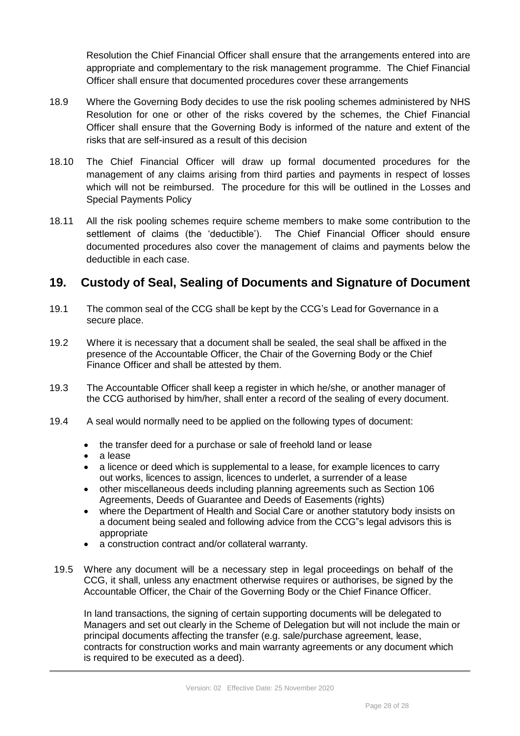Resolution the Chief Financial Officer shall ensure that the arrangements entered into are appropriate and complementary to the risk management programme. The Chief Financial Officer shall ensure that documented procedures cover these arrangements

18.9 Where the Governing Body decides to use the risk pooling schemes administered by NHS Resolution for one or other of the risks covered by the schemes, the Chief Financial Officer shall ensure that the Governing Body is informed of the nature and extent of the risks that are self-insured as a result of this decision

18.10 The Chief Financial Officer will draw up formal documented procedures for the management of any claims arising from third parties and payments in respect of losses which will not be reimbursed. The procedure for this will be outlined in the Losses and Special Payments Policy

18.11 All the risk pooling schemes require scheme members to make some contribution to the settlement of claims (the 'deductible'). The Chief Financial Officer should ensure documented procedures also cover the management of claims and payments below the deductible in each case.

## 19. Custody of Seal, Sealing of Documents and Signature of Document

19.1 The common seal of the CCG shall be kept by the CCG's Lead for Governance in a secure place.

19.2 Where it is necessary that a document shall be sealed, the seal shall be affixed in the presence of the Accountable Officer, the Chair of the Governing Body or the Chief Finance Officer and shall be attested by them.

19.3 The Accountable Officer shall keep a register in which he/she, or another manager of the CCG authorised by him/her, shall enter a record of the sealing of every document.

19.4 A seal would normally need to be applied on the following types of document:

- the transfer deed for a purchase or sale of freehold land or lease
- a lease
- a licence or deed which is supplemental to a lease, for example licences to carry out works, licences to assign, licences to underlet, a surrender of a lease
- other miscellaneous deeds including planning agreements such as Section 106 Agreements, Deeds of Guarantee and Deeds of Easements (rights)
- where the Department of Health and Social Care or another statutory body insists on a document being sealed and following advice from the CCG"s legal advisors this is appropriate
- a construction contract and/or collateral warranty.

19.5 Where any document will be a necessary step in legal proceedings on behalf of the CCG, it shall, unless any enactment otherwise requires or authorises, be signed by the Accountable Officer, the Chair of the Governing Body or the Chief Finance Officer.

In land transactions, the signing of certain supporting documents will be delegated to Managers and set out clearly in the Scheme of Delegation but will not include the main or principal documents affecting the transfer (e.g. sale/purchase agreement, lease, contracts for construction works and main warranty agreements or any document which is required to be executed as a deed).